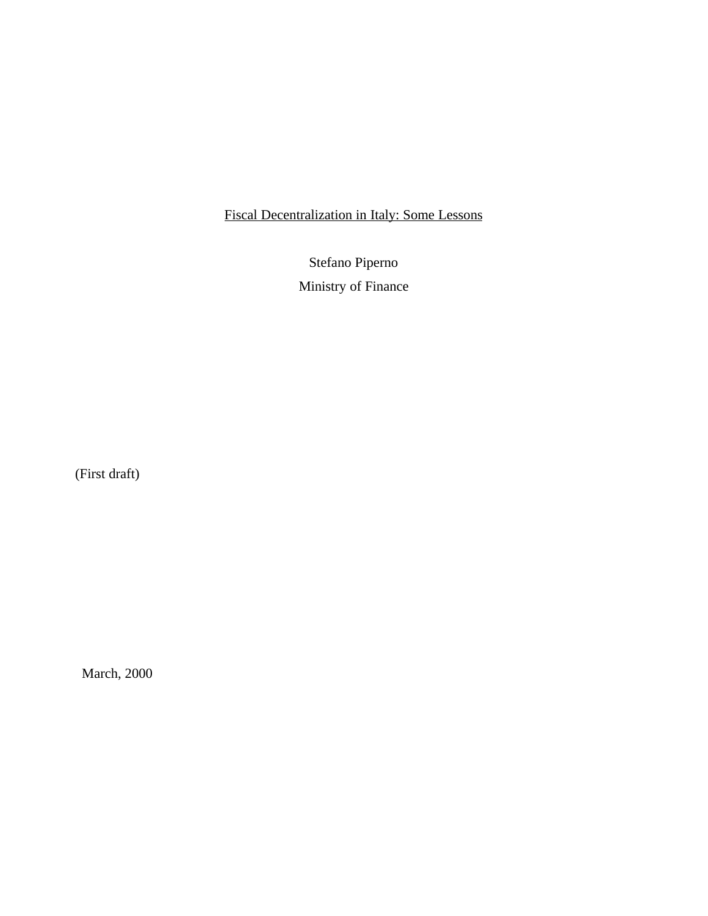# Fiscal Decentralization in Italy: Some Lessons

Stefano Piperno

Ministry of Finance

(First draft)

March, 2000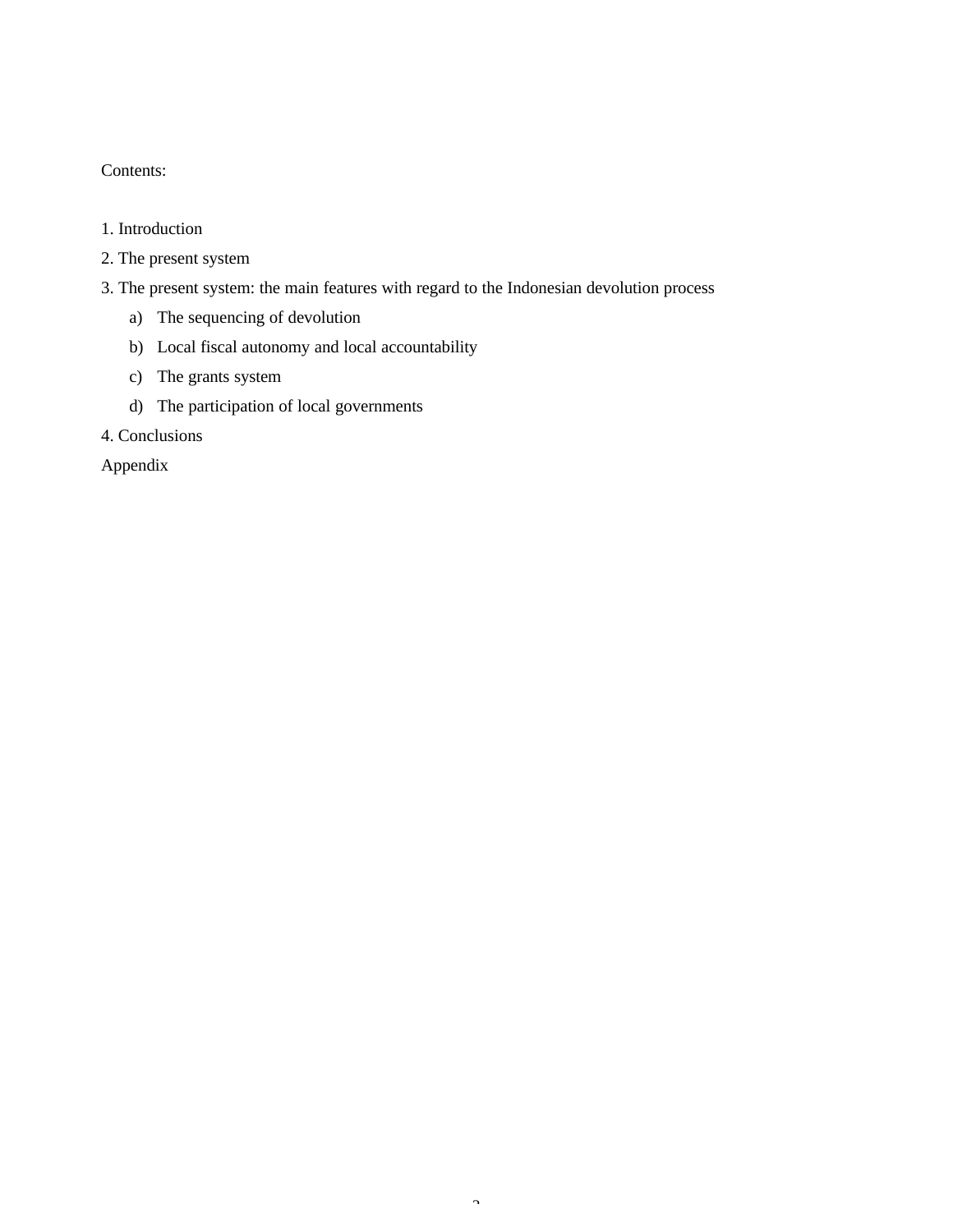Contents:

1. Introduction
2. The present system
3. The present system: the main features with regard to the Indonesian devolution process
    a) The sequencing of devolution
    b) Local fiscal autonomy and local accountability
    c) The grants system
    d) The participation of local governments
4. Conclusions

Appendix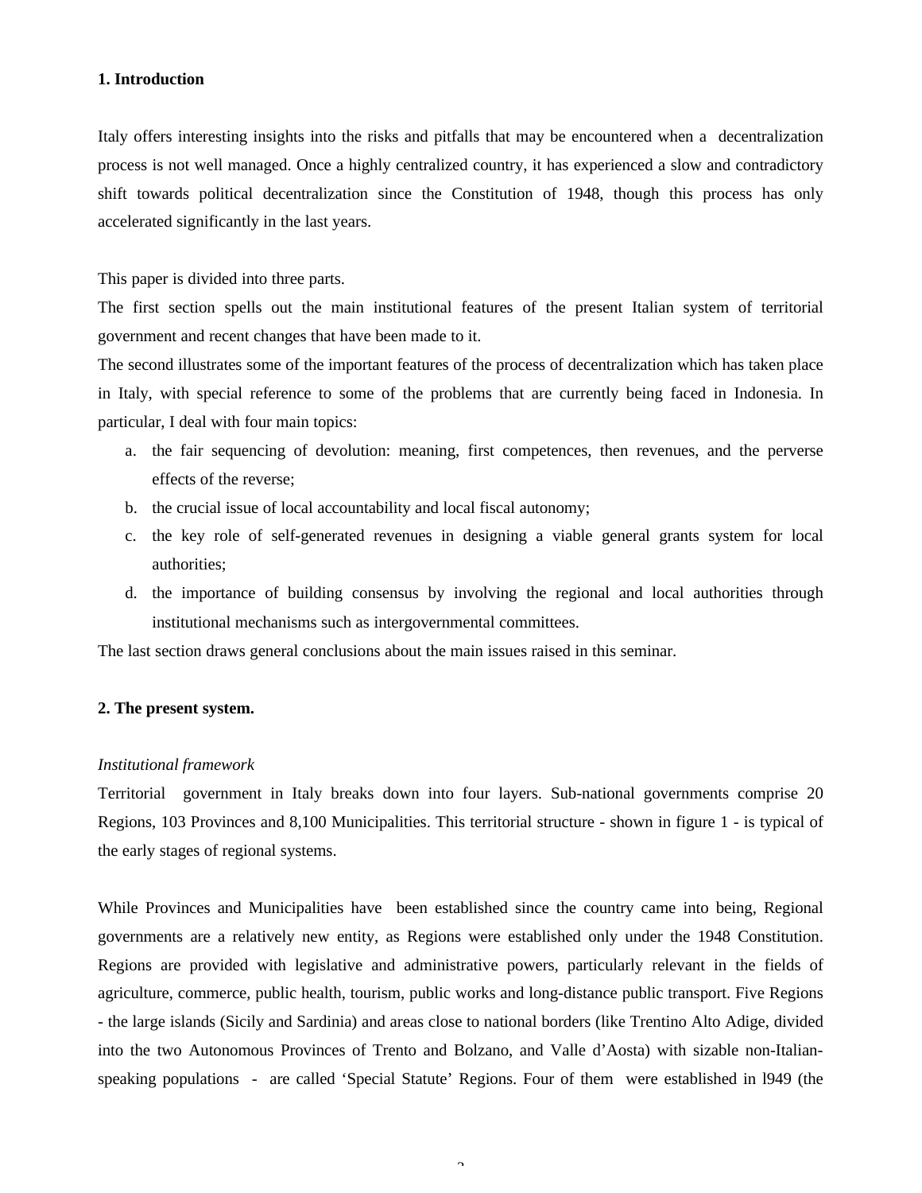## 1. Introduction

Italy offers interesting insights into the risks and pitfalls that may be encountered when a decentralization process is not well managed. Once a highly centralized country, it has experienced a slow and contradictory shift towards political decentralization since the Constitution of 1948, though this process has only accelerated significantly in the last years.

This paper is divided into three parts.

The first section spells out the main institutional features of the present Italian system of territorial government and recent changes that have been made to it.

The second illustrates some of the important features of the process of decentralization which has taken place in Italy, with special reference to some of the problems that are currently being faced in Indonesia. In particular, I deal with four main topics:

a. the fair sequencing of devolution: meaning, first competences, then revenues, and the perverse effects of the reverse;
b. the crucial issue of local accountability and local fiscal autonomy;
c. the key role of self-generated revenues in designing a viable general grants system for local authorities;
d. the importance of building consensus by involving the regional and local authorities through institutional mechanisms such as intergovernmental committees.

The last section draws general conclusions about the main issues raised in this seminar.

## 2. The present system.

*Institutional framework*

Territorial government in Italy breaks down into four layers. Sub-national governments comprise 20 Regions, 103 Provinces and 8,100 Municipalities. This territorial structure - shown in figure 1 - is typical of the early stages of regional systems.

While Provinces and Municipalities have been established since the country came into being, Regional governments are a relatively new entity, as Regions were established only under the 1948 Constitution. Regions are provided with legislative and administrative powers, particularly relevant in the fields of agriculture, commerce, public health, tourism, public works and long-distance public transport. Five Regions - the large islands (Sicily and Sardinia) and areas close to national borders (like Trentino Alto Adige, divided into the two Autonomous Provinces of Trento and Bolzano, and Valle d'Aosta) with sizable non-Italian-speaking populations - are called 'Special Statute' Regions. Four of them were established in l949 (the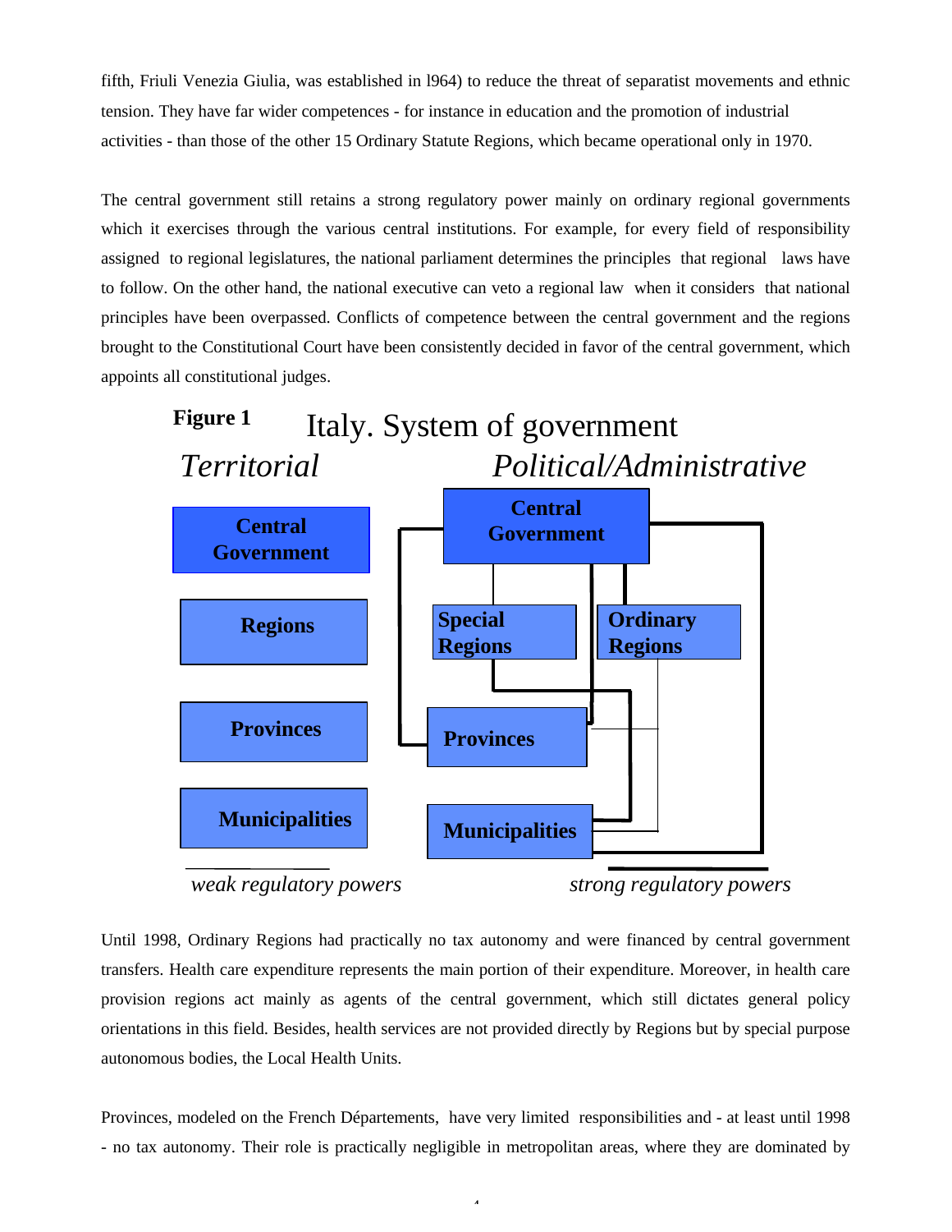fifth, Friuli Venezia Giulia, was established in l964) to reduce the threat of separatist movements and ethnic tension. They have far wider competences - for instance in education and the promotion of industrial activities - than those of the other 15 Ordinary Statute Regions, which became operational only in 1970.

The central government still retains a strong regulatory power mainly on ordinary regional governments which it exercises through the various central institutions. For example, for every field of responsibility assigned to regional legislatures, the national parliament determines the principles that regional laws have to follow. On the other hand, the national executive can veto a regional law when it considers that national principles have been overpassed. Conflicts of competence between the central government and the regions brought to the Constitutional Court have been consistently decided in favor of the central government, which appoints all constitutional judges.

**Figure 1** Italy. System of government

*Territorial* *Political/Administrative*

Central Government | Regions | Provinces | Municipalities

Central Government | Special Regions | Ordinary Regions | Provinces | Municipalities

*weak regulatory powers* *strong regulatory powers*

Until 1998, Ordinary Regions had practically no tax autonomy and were financed by central government transfers. Health care expenditure represents the main portion of their expenditure. Moreover, in health care provision regions act mainly as agents of the central government, which still dictates general policy orientations in this field. Besides, health services are not provided directly by Regions but by special purpose autonomous bodies, the Local Health Units.

Provinces, modeled on the French Départements, have very limited responsibilities and - at least until 1998 - no tax autonomy. Their role is practically negligible in metropolitan areas, where they are dominated by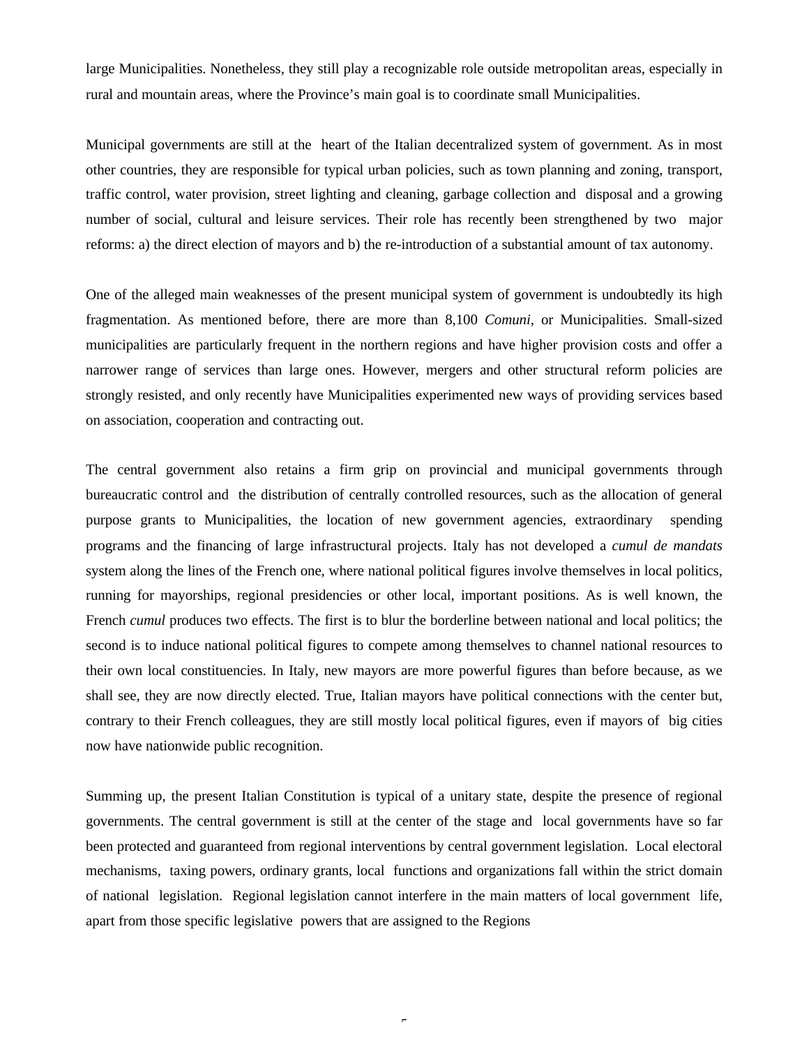large Municipalities. Nonetheless, they still play a recognizable role outside metropolitan areas, especially in rural and mountain areas, where the Province's main goal is to coordinate small Municipalities.

Municipal governments are still at the heart of the Italian decentralized system of government. As in most other countries, they are responsible for typical urban policies, such as town planning and zoning, transport, traffic control, water provision, street lighting and cleaning, garbage collection and disposal and a growing number of social, cultural and leisure services. Their role has recently been strengthened by two major reforms: a) the direct election of mayors and b) the re-introduction of a substantial amount of tax autonomy.

One of the alleged main weaknesses of the present municipal system of government is undoubtedly its high fragmentation. As mentioned before, there are more than 8,100 *Comuni*, or Municipalities. Small-sized municipalities are particularly frequent in the northern regions and have higher provision costs and offer a narrower range of services than large ones. However, mergers and other structural reform policies are strongly resisted, and only recently have Municipalities experimented new ways of providing services based on association, cooperation and contracting out.

The central government also retains a firm grip on provincial and municipal governments through bureaucratic control and the distribution of centrally controlled resources, such as the allocation of general purpose grants to Municipalities, the location of new government agencies, extraordinary spending programs and the financing of large infrastructural projects. Italy has not developed a *cumul de mandats* system along the lines of the French one, where national political figures involve themselves in local politics, running for mayorships, regional presidencies or other local, important positions. As is well known, the French *cumul* produces two effects. The first is to blur the borderline between national and local politics; the second is to induce national political figures to compete among themselves to channel national resources to their own local constituencies. In Italy, new mayors are more powerful figures than before because, as we shall see, they are now directly elected. True, Italian mayors have political connections with the center but, contrary to their French colleagues, they are still mostly local political figures, even if mayors of big cities now have nationwide public recognition.

Summing up, the present Italian Constitution is typical of a unitary state, despite the presence of regional governments. The central government is still at the center of the stage and local governments have so far been protected and guaranteed from regional interventions by central government legislation. Local electoral mechanisms, taxing powers, ordinary grants, local functions and organizations fall within the strict domain of national legislation. Regional legislation cannot interfere in the main matters of local government life, apart from those specific legislative powers that are assigned to the Regions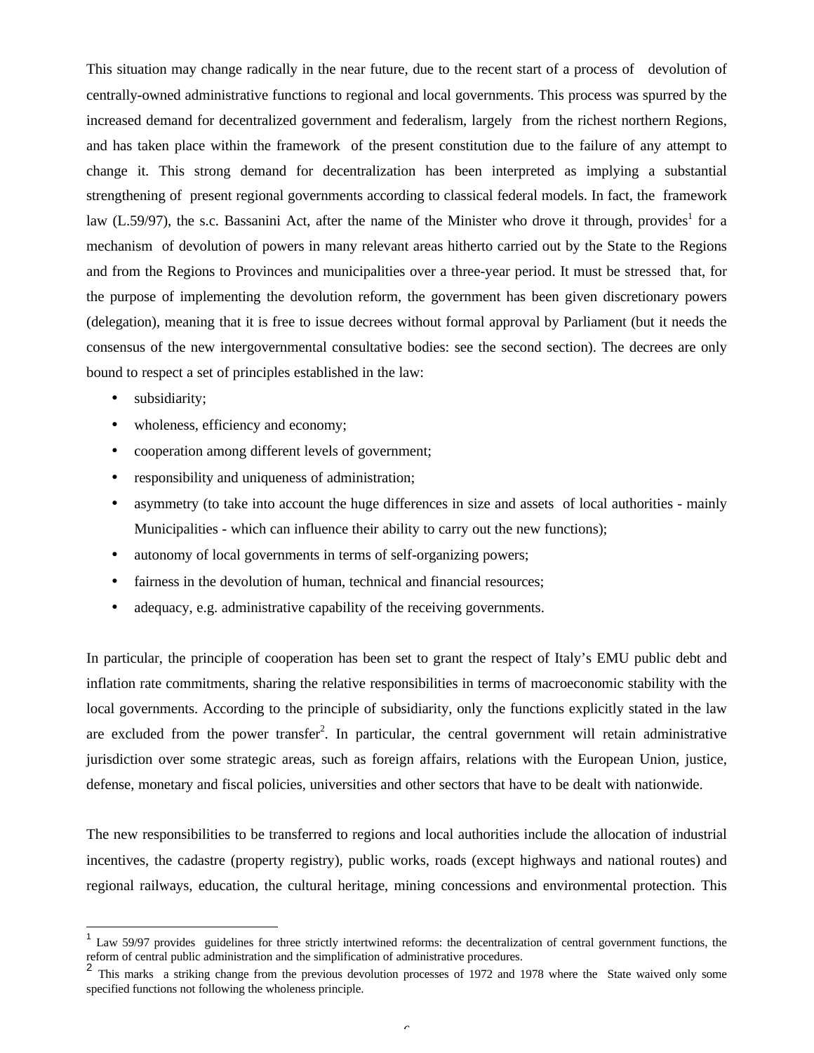This situation may change radically in the near future, due to the recent start of a process of devolution of centrally-owned administrative functions to regional and local governments. This process was spurred by the increased demand for decentralized government and federalism, largely from the richest northern Regions, and has taken place within the framework of the present constitution due to the failure of any attempt to change it. This strong demand for decentralization has been interpreted as implying a substantial strengthening of present regional governments according to classical federal models. In fact, the framework law (L.59/97), the s.c. Bassanini Act, after the name of the Minister who drove it through, provides[1] for a mechanism of devolution of powers in many relevant areas hitherto carried out by the State to the Regions and from the Regions to Provinces and municipalities over a three-year period. It must be stressed that, for the purpose of implementing the devolution reform, the government has been given discretionary powers (delegation), meaning that it is free to issue decrees without formal approval by Parliament (but it needs the consensus of the new intergovernmental consultative bodies: see the second section). The decrees are only bound to respect a set of principles established in the law:

- subsidiarity;
- wholeness, efficiency and economy;
- cooperation among different levels of government;
- responsibility and uniqueness of administration;
- asymmetry (to take into account the huge differences in size and assets of local authorities - mainly Municipalities - which can influence their ability to carry out the new functions);
- autonomy of local governments in terms of self-organizing powers;
- fairness in the devolution of human, technical and financial resources;
- adequacy, e.g. administrative capability of the receiving governments.

In particular, the principle of cooperation has been set to grant the respect of Italy's EMU public debt and inflation rate commitments, sharing the relative responsibilities in terms of macroeconomic stability with the local governments. According to the principle of subsidiarity, only the functions explicitly stated in the law are excluded from the power transfer[2]. In particular, the central government will retain administrative jurisdiction over some strategic areas, such as foreign affairs, relations with the European Union, justice, defense, monetary and fiscal policies, universities and other sectors that have to be dealt with nationwide.

The new responsibilities to be transferred to regions and local authorities include the allocation of industrial incentives, the cadastre (property registry), public works, roads (except highways and national routes) and regional railways, education, the cultural heritage, mining concessions and environmental protection. This

---

[1] Law 59/97 provides guidelines for three strictly intertwined reforms: the decentralization of central government functions, the reform of central public administration and the simplification of administrative procedures.

[2] This marks a striking change from the previous devolution processes of 1972 and 1978 where the State waived only some specified functions not following the wholeness principle.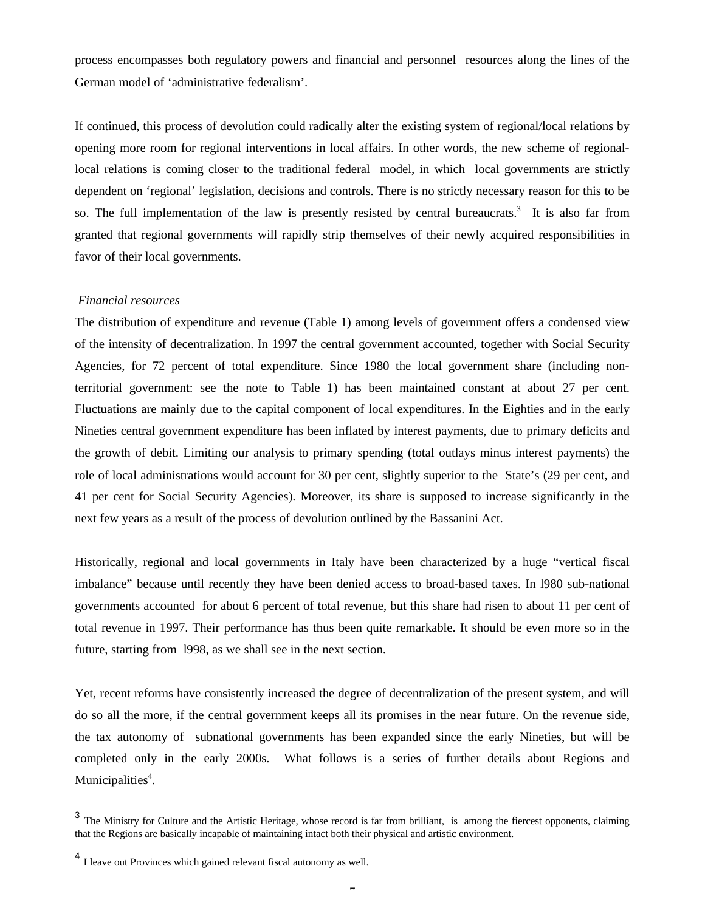process encompasses both regulatory powers and financial and personnel resources along the lines of the German model of 'administrative federalism'.

If continued, this process of devolution could radically alter the existing system of regional/local relations by opening more room for regional interventions in local affairs. In other words, the new scheme of regional-local relations is coming closer to the traditional federal model, in which local governments are strictly dependent on 'regional' legislation, decisions and controls. There is no strictly necessary reason for this to be so. The full implementation of the law is presently resisted by central bureaucrats.[3] It is also far from granted that regional governments will rapidly strip themselves of their newly acquired responsibilities in favor of their local governments.

*Financial resources*

The distribution of expenditure and revenue (Table 1) among levels of government offers a condensed view of the intensity of decentralization. In 1997 the central government accounted, together with Social Security Agencies, for 72 percent of total expenditure. Since 1980 the local government share (including non-territorial government: see the note to Table 1) has been maintained constant at about 27 per cent. Fluctuations are mainly due to the capital component of local expenditures. In the Eighties and in the early Nineties central government expenditure has been inflated by interest payments, due to primary deficits and the growth of debit. Limiting our analysis to primary spending (total outlays minus interest payments) the role of local administrations would account for 30 per cent, slightly superior to the State's (29 per cent, and 41 per cent for Social Security Agencies). Moreover, its share is supposed to increase significantly in the next few years as a result of the process of devolution outlined by the Bassanini Act.

Historically, regional and local governments in Italy have been characterized by a huge "vertical fiscal imbalance" because until recently they have been denied access to broad-based taxes. In l980 sub-national governments accounted for about 6 percent of total revenue, but this share had risen to about 11 per cent of total revenue in 1997. Their performance has thus been quite remarkable. It should be even more so in the future, starting from l998, as we shall see in the next section.

Yet, recent reforms have consistently increased the degree of decentralization of the present system, and will do so all the more, if the central government keeps all its promises in the near future. On the revenue side, the tax autonomy of subnational governments has been expanded since the early Nineties, but will be completed only in the early 2000s. What follows is a series of further details about Regions and Municipalities[4].

---

[3] The Ministry for Culture and the Artistic Heritage, whose record is far from brilliant, is among the fiercest opponents, claiming that the Regions are basically incapable of maintaining intact both their physical and artistic environment.

[4] I leave out Provinces which gained relevant fiscal autonomy as well.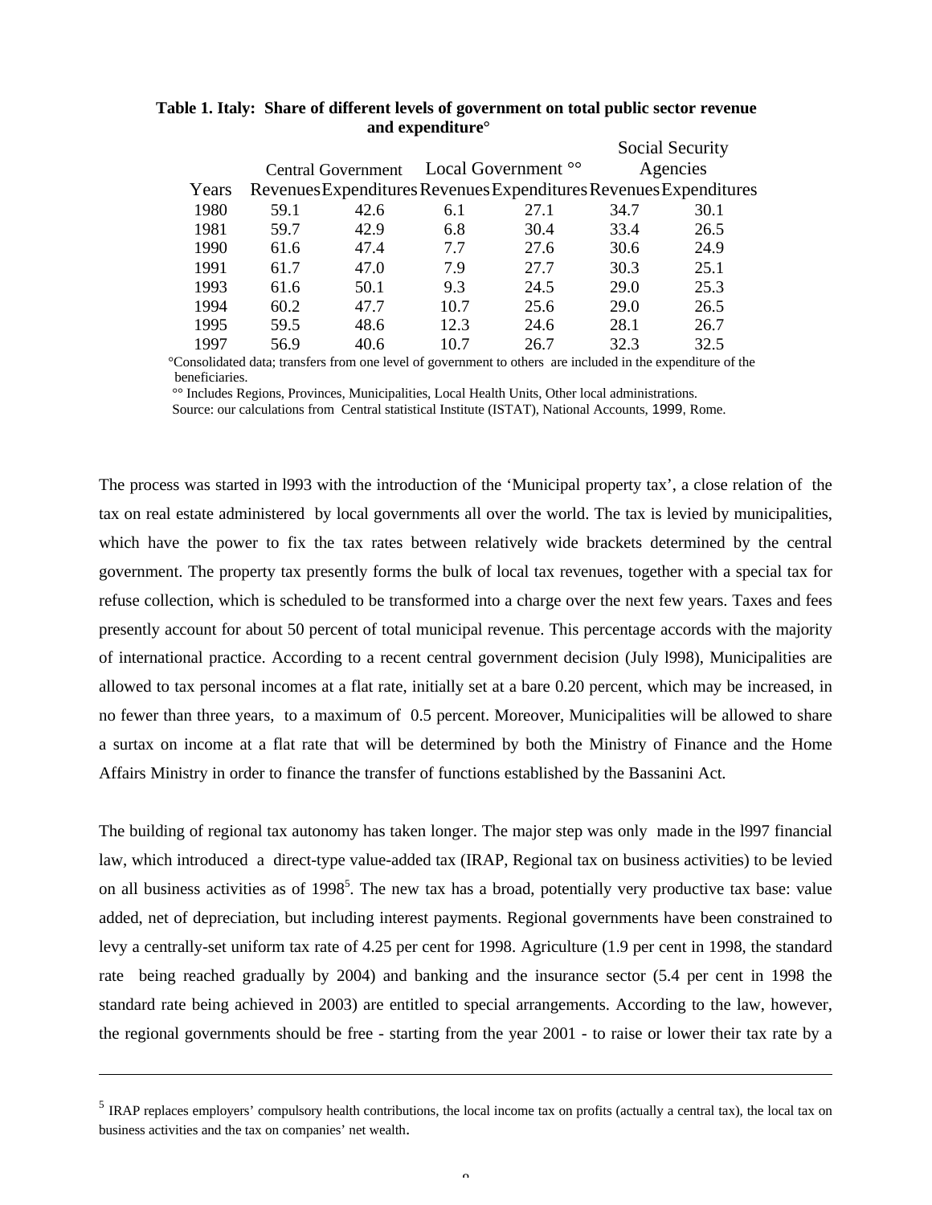**Table 1. Italy: Share of different levels of government on total public sector revenue and expenditure°**

| Years | Central Government | | Local Government °° | | Social Security Agencies | |
|---|---|---|---|---|---|---|
| | Revenues | Expenditures | Revenues | Expenditures | Revenues | Expenditures |
| 1980 | 59.1 | 42.6 | 6.1 | 27.1 | 34.7 | 30.1 |
| 1981 | 59.7 | 42.9 | 6.8 | 30.4 | 33.4 | 26.5 |
| 1990 | 61.6 | 47.4 | 7.7 | 27.6 | 30.6 | 24.9 |
| 1991 | 61.7 | 47.0 | 7.9 | 27.7 | 30.3 | 25.1 |
| 1993 | 61.6 | 50.1 | 9.3 | 24.5 | 29.0 | 25.3 |
| 1994 | 60.2 | 47.7 | 10.7 | 25.6 | 29.0 | 26.5 |
| 1995 | 59.5 | 48.6 | 12.3 | 24.6 | 28.1 | 26.7 |
| 1997 | 56.9 | 40.6 | 10.7 | 26.7 | 32.3 | 32.5 |

°Consolidated data; transfers from one level of government to others are included in the expenditure of the beneficiaries.

°° Includes Regions, Provinces, Municipalities, Local Health Units, Other local administrations.

Source: our calculations from Central statistical Institute (ISTAT), National Accounts, 1999, Rome.

The process was started in l993 with the introduction of the 'Municipal property tax', a close relation of the tax on real estate administered by local governments all over the world. The tax is levied by municipalities, which have the power to fix the tax rates between relatively wide brackets determined by the central government. The property tax presently forms the bulk of local tax revenues, together with a special tax for refuse collection, which is scheduled to be transformed into a charge over the next few years. Taxes and fees presently account for about 50 percent of total municipal revenue. This percentage accords with the majority of international practice. According to a recent central government decision (July l998), Municipalities are allowed to tax personal incomes at a flat rate, initially set at a bare 0.20 percent, which may be increased, in no fewer than three years, to a maximum of 0.5 percent. Moreover, Municipalities will be allowed to share a surtax on income at a flat rate that will be determined by both the Ministry of Finance and the Home Affairs Ministry in order to finance the transfer of functions established by the Bassanini Act.

The building of regional tax autonomy has taken longer. The major step was only made in the l997 financial law, which introduced a direct-type value-added tax (IRAP, Regional tax on business activities) to be levied on all business activities as of 1998[5]. The new tax has a broad, potentially very productive tax base: value added, net of depreciation, but including interest payments. Regional governments have been constrained to levy a centrally-set uniform tax rate of 4.25 per cent for 1998. Agriculture (1.9 per cent in 1998, the standard rate being reached gradually by 2004) and banking and the insurance sector (5.4 per cent in 1998 the standard rate being achieved in 2003) are entitled to special arrangements. According to the law, however, the regional governments should be free - starting from the year 2001 - to raise or lower their tax rate by a

[5] IRAP replaces employers' compulsory health contributions, the local income tax on profits (actually a central tax), the local tax on business activities and the tax on companies' net wealth.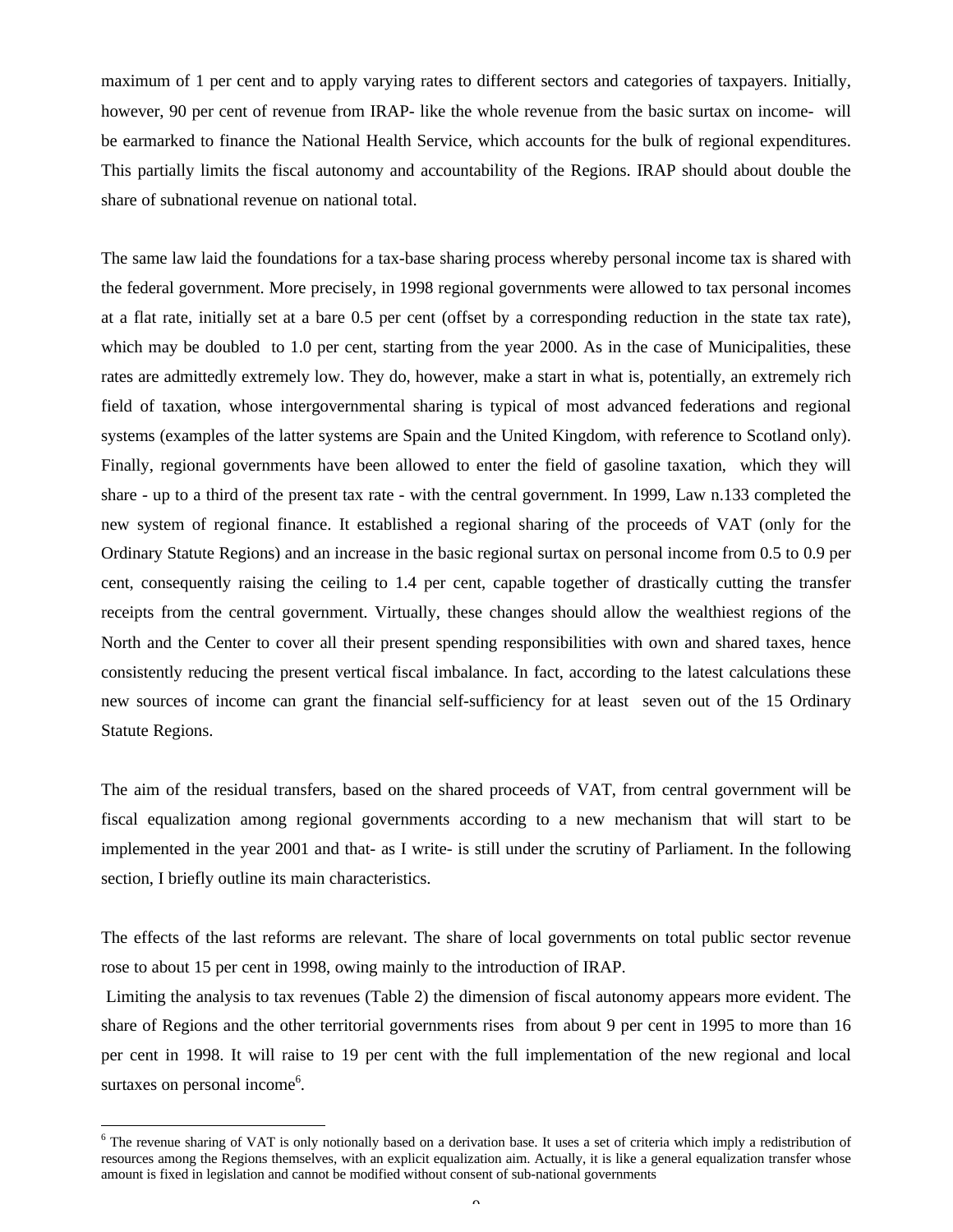maximum of 1 per cent and to apply varying rates to different sectors and categories of taxpayers. Initially, however, 90 per cent of revenue from IRAP- like the whole revenue from the basic surtax on income- will be earmarked to finance the National Health Service, which accounts for the bulk of regional expenditures. This partially limits the fiscal autonomy and accountability of the Regions. IRAP should about double the share of subnational revenue on national total.

The same law laid the foundations for a tax-base sharing process whereby personal income tax is shared with the federal government. More precisely, in 1998 regional governments were allowed to tax personal incomes at a flat rate, initially set at a bare 0.5 per cent (offset by a corresponding reduction in the state tax rate), which may be doubled to 1.0 per cent, starting from the year 2000. As in the case of Municipalities, these rates are admittedly extremely low. They do, however, make a start in what is, potentially, an extremely rich field of taxation, whose intergovernmental sharing is typical of most advanced federations and regional systems (examples of the latter systems are Spain and the United Kingdom, with reference to Scotland only). Finally, regional governments have been allowed to enter the field of gasoline taxation, which they will share - up to a third of the present tax rate - with the central government. In 1999, Law n.133 completed the new system of regional finance. It established a regional sharing of the proceeds of VAT (only for the Ordinary Statute Regions) and an increase in the basic regional surtax on personal income from 0.5 to 0.9 per cent, consequently raising the ceiling to 1.4 per cent, capable together of drastically cutting the transfer receipts from the central government. Virtually, these changes should allow the wealthiest regions of the North and the Center to cover all their present spending responsibilities with own and shared taxes, hence consistently reducing the present vertical fiscal imbalance. In fact, according to the latest calculations these new sources of income can grant the financial self-sufficiency for at least seven out of the 15 Ordinary Statute Regions.

The aim of the residual transfers, based on the shared proceeds of VAT, from central government will be fiscal equalization among regional governments according to a new mechanism that will start to be implemented in the year 2001 and that- as I write- is still under the scrutiny of Parliament. In the following section, I briefly outline its main characteristics.

The effects of the last reforms are relevant. The share of local governments on total public sector revenue rose to about 15 per cent in 1998, owing mainly to the introduction of IRAP.

Limiting the analysis to tax revenues (Table 2) the dimension of fiscal autonomy appears more evident. The share of Regions and the other territorial governments rises from about 9 per cent in 1995 to more than 16 per cent in 1998. It will raise to 19 per cent with the full implementation of the new regional and local surtaxes on personal income[6].

[6] The revenue sharing of VAT is only notionally based on a derivation base. It uses a set of criteria which imply a redistribution of resources among the Regions themselves, with an explicit equalization aim. Actually, it is like a general equalization transfer whose amount is fixed in legislation and cannot be modified without consent of sub-national governments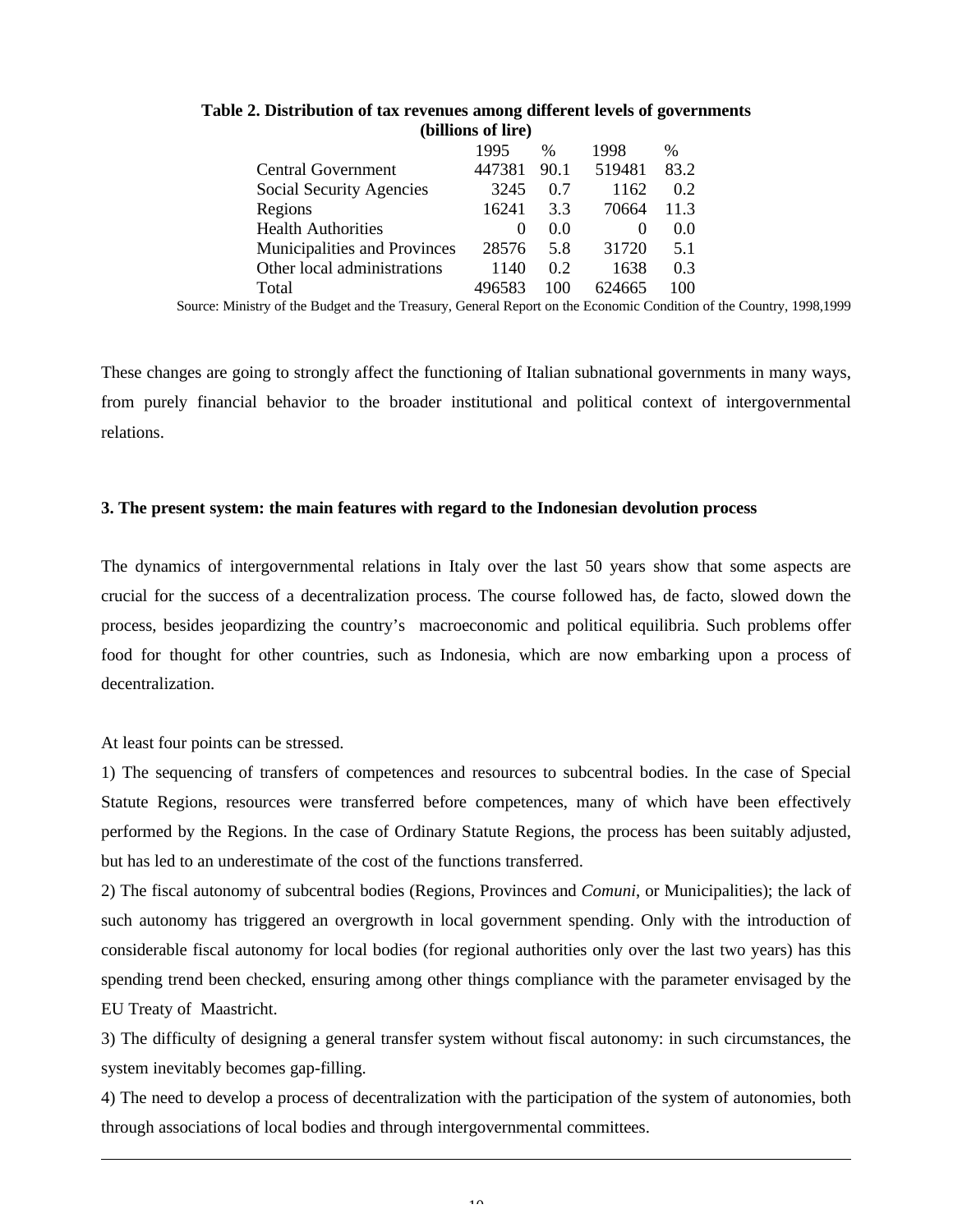**Table 2. Distribution of tax revenues among different levels of governments (billions of lire)**

| | 1995 | % | 1998 | % |
|---|---|---|---|---|
| Central Government | 447381 | 90.1 | 519481 | 83.2 |
| Social Security Agencies | 3245 | 0.7 | 1162 | 0.2 |
| Regions | 16241 | 3.3 | 70664 | 11.3 |
| Health Authorities | 0 | 0.0 | 0 | 0.0 |
| Municipalities and Provinces | 28576 | 5.8 | 31720 | 5.1 |
| Other local administrations | 1140 | 0.2 | 1638 | 0.3 |
| Total | 496583 | 100 | 624665 | 100 |

Source: Ministry of the Budget and the Treasury, General Report on the Economic Condition of the Country, 1998,1999

These changes are going to strongly affect the functioning of Italian subnational governments in many ways, from purely financial behavior to the broader institutional and political context of intergovernmental relations.

### 3. The present system: the main features with regard to the Indonesian devolution process

The dynamics of intergovernmental relations in Italy over the last 50 years show that some aspects are crucial for the success of a decentralization process. The course followed has, de facto, slowed down the process, besides jeopardizing the country's macroeconomic and political equilibria. Such problems offer food for thought for other countries, such as Indonesia, which are now embarking upon a process of decentralization.

At least four points can be stressed.

1) The sequencing of transfers of competences and resources to subcentral bodies. In the case of Special Statute Regions, resources were transferred before competences, many of which have been effectively performed by the Regions. In the case of Ordinary Statute Regions, the process has been suitably adjusted, but has led to an underestimate of the cost of the functions transferred.

2) The fiscal autonomy of subcentral bodies (Regions, Provinces and *Comuni*, or Municipalities); the lack of such autonomy has triggered an overgrowth in local government spending. Only with the introduction of considerable fiscal autonomy for local bodies (for regional authorities only over the last two years) has this spending trend been checked, ensuring among other things compliance with the parameter envisaged by the EU Treaty of Maastricht.

3) The difficulty of designing a general transfer system without fiscal autonomy: in such circumstances, the system inevitably becomes gap-filling.

4) The need to develop a process of decentralization with the participation of the system of autonomies, both through associations of local bodies and through intergovernmental committees.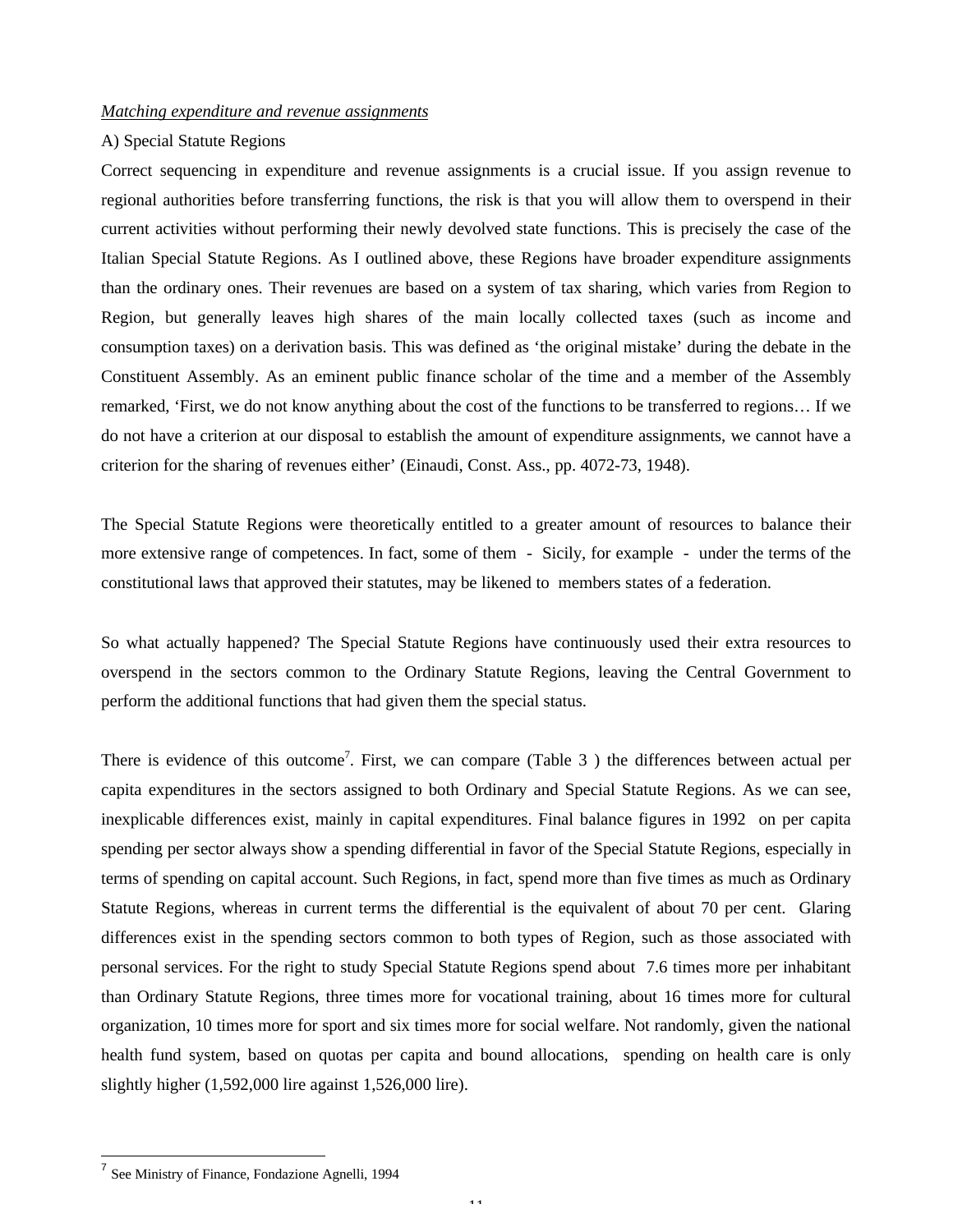*Matching expenditure and revenue assignments*

A) Special Statute Regions

Correct sequencing in expenditure and revenue assignments is a crucial issue. If you assign revenue to regional authorities before transferring functions, the risk is that you will allow them to overspend in their current activities without performing their newly devolved state functions. This is precisely the case of the Italian Special Statute Regions. As I outlined above, these Regions have broader expenditure assignments than the ordinary ones. Their revenues are based on a system of tax sharing, which varies from Region to Region, but generally leaves high shares of the main locally collected taxes (such as income and consumption taxes) on a derivation basis. This was defined as 'the original mistake' during the debate in the Constituent Assembly. As an eminent public finance scholar of the time and a member of the Assembly remarked, 'First, we do not know anything about the cost of the functions to be transferred to regions… If we do not have a criterion at our disposal to establish the amount of expenditure assignments, we cannot have a criterion for the sharing of revenues either' (Einaudi, Const. Ass., pp. 4072-73, 1948).

The Special Statute Regions were theoretically entitled to a greater amount of resources to balance their more extensive range of competences. In fact, some of them - Sicily, for example - under the terms of the constitutional laws that approved their statutes, may be likened to members states of a federation.

So what actually happened? The Special Statute Regions have continuously used their extra resources to overspend in the sectors common to the Ordinary Statute Regions, leaving the Central Government to perform the additional functions that had given them the special status.

There is evidence of this outcome[7]. First, we can compare (Table 3 ) the differences between actual per capita expenditures in the sectors assigned to both Ordinary and Special Statute Regions. As we can see, inexplicable differences exist, mainly in capital expenditures. Final balance figures in 1992 on per capita spending per sector always show a spending differential in favor of the Special Statute Regions, especially in terms of spending on capital account. Such Regions, in fact, spend more than five times as much as Ordinary Statute Regions, whereas in current terms the differential is the equivalent of about 70 per cent. Glaring differences exist in the spending sectors common to both types of Region, such as those associated with personal services. For the right to study Special Statute Regions spend about 7.6 times more per inhabitant than Ordinary Statute Regions, three times more for vocational training, about 16 times more for cultural organization, 10 times more for sport and six times more for social welfare. Not randomly, given the national health fund system, based on quotas per capita and bound allocations, spending on health care is only slightly higher (1,592,000 lire against 1,526,000 lire).

---

[7] See Ministry of Finance, Fondazione Agnelli, 1994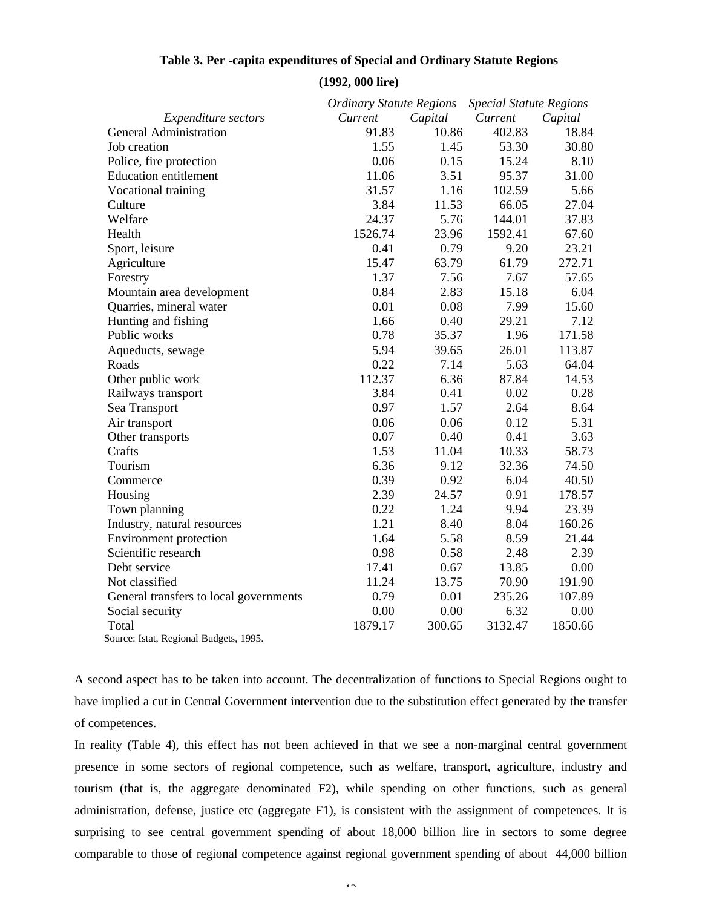**Table 3. Per -capita expenditures of Special and Ordinary Statute Regions**

**(1992, 000 lire)**

| | *Ordinary Statute Regions* | | *Special Statute Regions* | |
|---|---|---|---|---|
| *Expenditure sectors* | *Current* | *Capital* | *Current* | *Capital* |
| General Administration | 91.83 | 10.86 | 402.83 | 18.84 |
| Job creation | 1.55 | 1.45 | 53.30 | 30.80 |
| Police, fire protection | 0.06 | 0.15 | 15.24 | 8.10 |
| Education entitlement | 11.06 | 3.51 | 95.37 | 31.00 |
| Vocational training | 31.57 | 1.16 | 102.59 | 5.66 |
| Culture | 3.84 | 11.53 | 66.05 | 27.04 |
| Welfare | 24.37 | 5.76 | 144.01 | 37.83 |
| Health | 1526.74 | 23.96 | 1592.41 | 67.60 |
| Sport, leisure | 0.41 | 0.79 | 9.20 | 23.21 |
| Agriculture | 15.47 | 63.79 | 61.79 | 272.71 |
| Forestry | 1.37 | 7.56 | 7.67 | 57.65 |
| Mountain area development | 0.84 | 2.83 | 15.18 | 6.04 |
| Quarries, mineral water | 0.01 | 0.08 | 7.99 | 15.60 |
| Hunting and fishing | 1.66 | 0.40 | 29.21 | 7.12 |
| Public works | 0.78 | 35.37 | 1.96 | 171.58 |
| Aqueducts, sewage | 5.94 | 39.65 | 26.01 | 113.87 |
| Roads | 0.22 | 7.14 | 5.63 | 64.04 |
| Other public work | 112.37 | 6.36 | 87.84 | 14.53 |
| Railways transport | 3.84 | 0.41 | 0.02 | 0.28 |
| Sea Transport | 0.97 | 1.57 | 2.64 | 8.64 |
| Air transport | 0.06 | 0.06 | 0.12 | 5.31 |
| Other transports | 0.07 | 0.40 | 0.41 | 3.63 |
| Crafts | 1.53 | 11.04 | 10.33 | 58.73 |
| Tourism | 6.36 | 9.12 | 32.36 | 74.50 |
| Commerce | 0.39 | 0.92 | 6.04 | 40.50 |
| Housing | 2.39 | 24.57 | 0.91 | 178.57 |
| Town planning | 0.22 | 1.24 | 9.94 | 23.39 |
| Industry, natural resources | 1.21 | 8.40 | 8.04 | 160.26 |
| Environment protection | 1.64 | 5.58 | 8.59 | 21.44 |
| Scientific research | 0.98 | 0.58 | 2.48 | 2.39 |
| Debt service | 17.41 | 0.67 | 13.85 | 0.00 |
| Not classified | 11.24 | 13.75 | 70.90 | 191.90 |
| General transfers to local governments | 0.79 | 0.01 | 235.26 | 107.89 |
| Social security | 0.00 | 0.00 | 6.32 | 0.00 |
| Total | 1879.17 | 300.65 | 3132.47 | 1850.66 |

Source: Istat, Regional Budgets, 1995.

A second aspect has to be taken into account. The decentralization of functions to Special Regions ought to have implied a cut in Central Government intervention due to the substitution effect generated by the transfer of competences.

In reality (Table 4), this effect has not been achieved in that we see a non-marginal central government presence in some sectors of regional competence, such as welfare, transport, agriculture, industry and tourism (that is, the aggregate denominated F2), while spending on other functions, such as general administration, defense, justice etc (aggregate F1), is consistent with the assignment of competences. It is surprising to see central government spending of about 18,000 billion lire in sectors to some degree comparable to those of regional competence against regional government spending of about 44,000 billion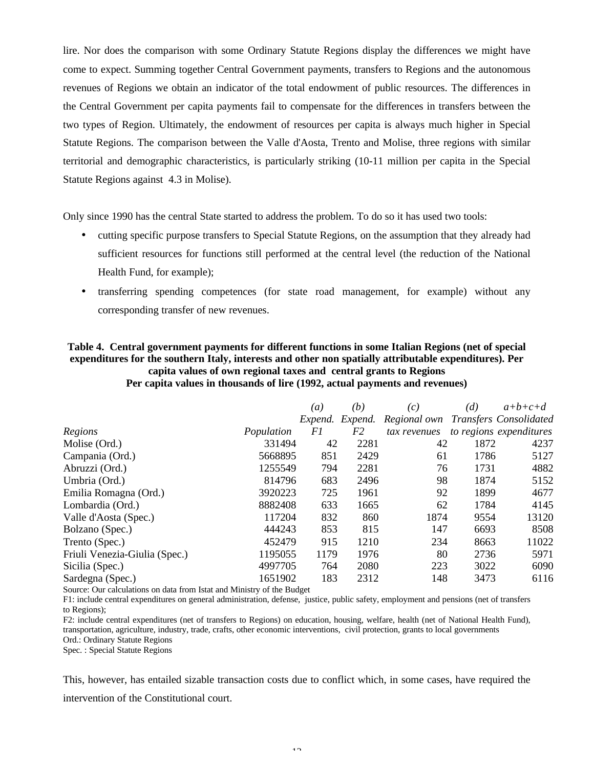lire. Nor does the comparison with some Ordinary Statute Regions display the differences we might have come to expect. Summing together Central Government payments, transfers to Regions and the autonomous revenues of Regions we obtain an indicator of the total endowment of public resources. The differences in the Central Government per capita payments fail to compensate for the differences in transfers between the two types of Region. Ultimately, the endowment of resources per capita is always much higher in Special Statute Regions. The comparison between the Valle d'Aosta, Trento and Molise, three regions with similar territorial and demographic characteristics, is particularly striking (10-11 million per capita in the Special Statute Regions against 4.3 in Molise).

Only since 1990 has the central State started to address the problem. To do so it has used two tools:

- cutting specific purpose transfers to Special Statute Regions, on the assumption that they already had sufficient resources for functions still performed at the central level (the reduction of the National Health Fund, for example);
- transferring spending competences (for state road management, for example) without any corresponding transfer of new revenues.

**Table 4. Central government payments for different functions in some Italian Regions (net of special expenditures for the southern Italy, interests and other non spatially attributable expenditures). Per capita values of own regional taxes and central grants to Regions**
**Per capita values in thousands of lire (1992, actual payments and revenues)**

| | | *(a)* | *(b)* | *(c)* | *(d)* | *a+b+c+d* |
|---|---|---|---|---|---|---|
| *Regions* | *Population* | *Expend. F1* | *Expend. F2* | *Regional own tax revenues* | *Transfers to regions* | *Consolidated expenditures* |
| Molise (Ord.) | 331494 | 42 | 2281 | 42 | 1872 | 4237 |
| Campania (Ord.) | 5668895 | 851 | 2429 | 61 | 1786 | 5127 |
| Abruzzi (Ord.) | 1255549 | 794 | 2281 | 76 | 1731 | 4882 |
| Umbria (Ord.) | 814796 | 683 | 2496 | 98 | 1874 | 5152 |
| Emilia Romagna (Ord.) | 3920223 | 725 | 1961 | 92 | 1899 | 4677 |
| Lombardia (Ord.) | 8882408 | 633 | 1665 | 62 | 1784 | 4145 |
| Valle d'Aosta (Spec.) | 117204 | 832 | 860 | 1874 | 9554 | 13120 |
| Bolzano (Spec.) | 444243 | 853 | 815 | 147 | 6693 | 8508 |
| Trento (Spec.) | 452479 | 915 | 1210 | 234 | 8663 | 11022 |
| Friuli Venezia-Giulia (Spec.) | 1195055 | 1179 | 1976 | 80 | 2736 | 5971 |
| Sicilia (Spec.) | 4997705 | 764 | 2080 | 223 | 3022 | 6090 |
| Sardegna (Spec.) | 1651902 | 183 | 2312 | 148 | 3473 | 6116 |

Source: Our calculations on data from Istat and Ministry of the Budget
F1: include central expenditures on general administration, defense, justice, public safety, employment and pensions (net of transfers to Regions);
F2: include central expenditures (net of transfers to Regions) on education, housing, welfare, health (net of National Health Fund), transportation, agriculture, industry, trade, crafts, other economic interventions, civil protection, grants to local governments
Ord.: Ordinary Statute Regions
Spec. : Special Statute Regions

This, however, has entailed sizable transaction costs due to conflict which, in some cases, have required the intervention of the Constitutional court.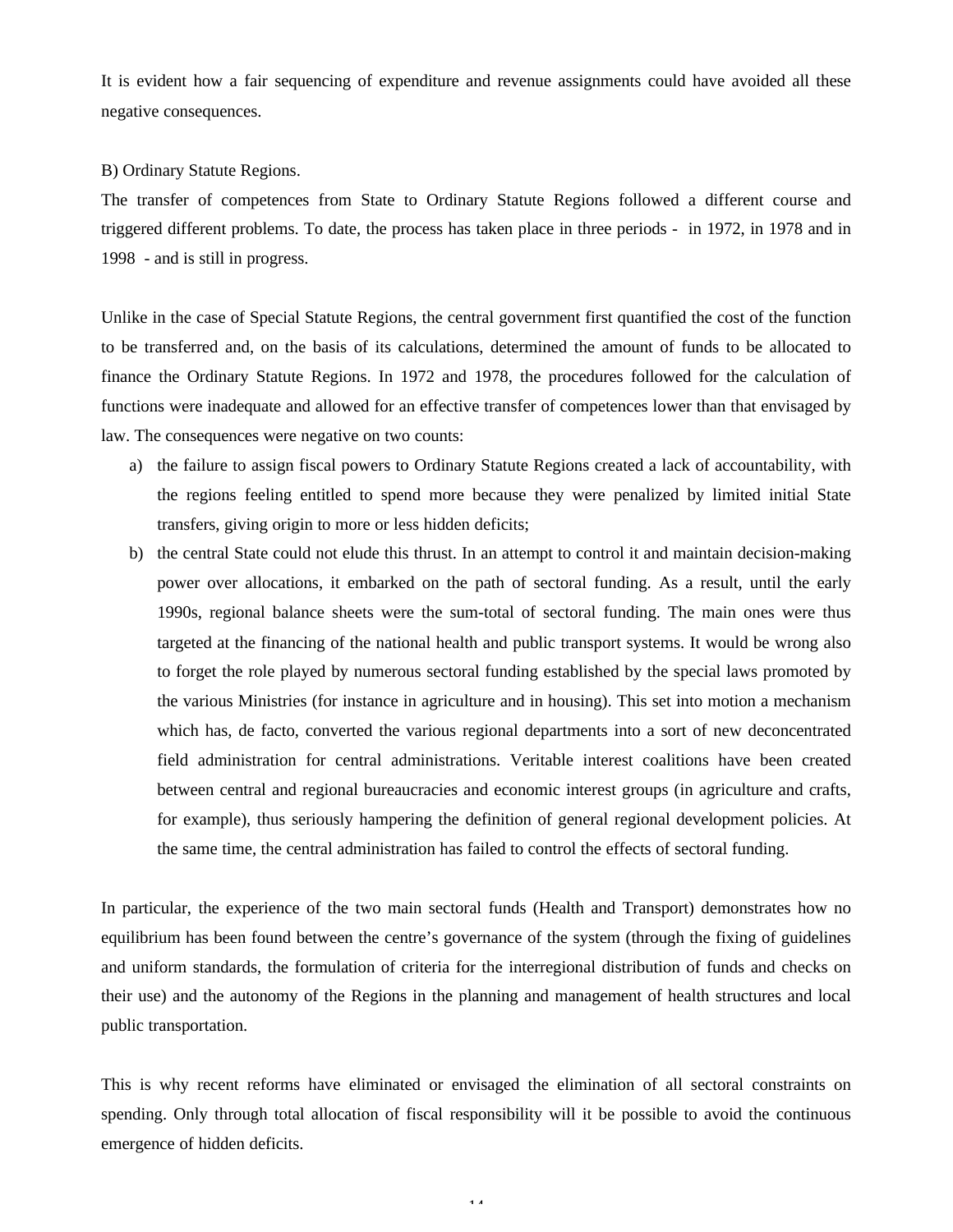It is evident how a fair sequencing of expenditure and revenue assignments could have avoided all these negative consequences.

B) Ordinary Statute Regions.

The transfer of competences from State to Ordinary Statute Regions followed a different course and triggered different problems. To date, the process has taken place in three periods - in 1972, in 1978 and in 1998 - and is still in progress.

Unlike in the case of Special Statute Regions, the central government first quantified the cost of the function to be transferred and, on the basis of its calculations, determined the amount of funds to be allocated to finance the Ordinary Statute Regions. In 1972 and 1978, the procedures followed for the calculation of functions were inadequate and allowed for an effective transfer of competences lower than that envisaged by law. The consequences were negative on two counts:

a) the failure to assign fiscal powers to Ordinary Statute Regions created a lack of accountability, with the regions feeling entitled to spend more because they were penalized by limited initial State transfers, giving origin to more or less hidden deficits;
b) the central State could not elude this thrust. In an attempt to control it and maintain decision-making power over allocations, it embarked on the path of sectoral funding. As a result, until the early 1990s, regional balance sheets were the sum-total of sectoral funding. The main ones were thus targeted at the financing of the national health and public transport systems. It would be wrong also to forget the role played by numerous sectoral funding established by the special laws promoted by the various Ministries (for instance in agriculture and in housing). This set into motion a mechanism which has, de facto, converted the various regional departments into a sort of new deconcentrated field administration for central administrations. Veritable interest coalitions have been created between central and regional bureaucracies and economic interest groups (in agriculture and crafts, for example), thus seriously hampering the definition of general regional development policies. At the same time, the central administration has failed to control the effects of sectoral funding.

In particular, the experience of the two main sectoral funds (Health and Transport) demonstrates how no equilibrium has been found between the centre's governance of the system (through the fixing of guidelines and uniform standards, the formulation of criteria for the interregional distribution of funds and checks on their use) and the autonomy of the Regions in the planning and management of health structures and local public transportation.

This is why recent reforms have eliminated or envisaged the elimination of all sectoral constraints on spending. Only through total allocation of fiscal responsibility will it be possible to avoid the continuous emergence of hidden deficits.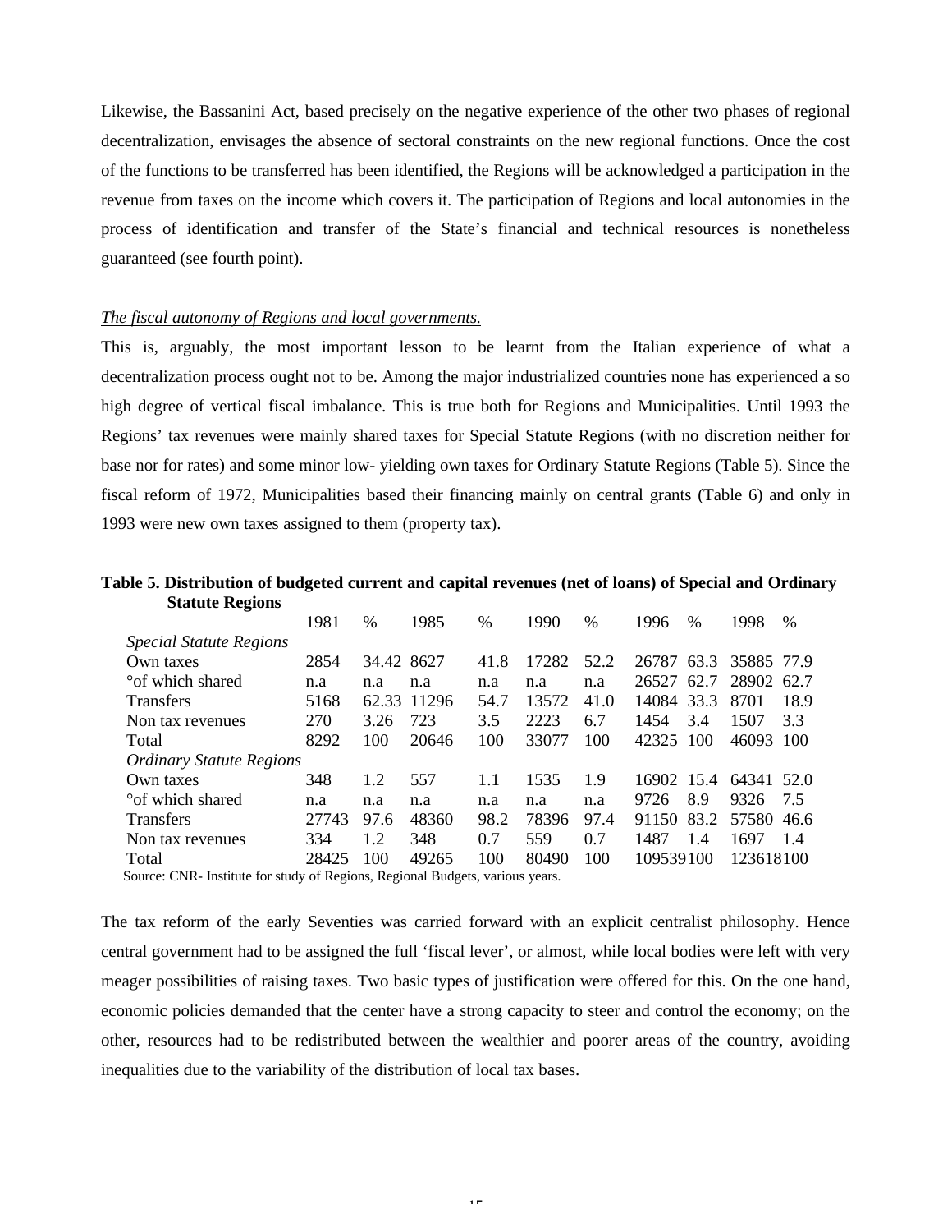Likewise, the Bassanini Act, based precisely on the negative experience of the other two phases of regional decentralization, envisages the absence of sectoral constraints on the new regional functions. Once the cost of the functions to be transferred has been identified, the Regions will be acknowledged a participation in the revenue from taxes on the income which covers it. The participation of Regions and local autonomies in the process of identification and transfer of the State's financial and technical resources is nonetheless guaranteed (see fourth point).

*The fiscal autonomy of Regions and local governments.*

This is, arguably, the most important lesson to be learnt from the Italian experience of what a decentralization process ought not to be. Among the major industrialized countries none has experienced a so high degree of vertical fiscal imbalance. This is true both for Regions and Municipalities. Until 1993 the Regions' tax revenues were mainly shared taxes for Special Statute Regions (with no discretion neither for base nor for rates) and some minor low- yielding own taxes for Ordinary Statute Regions (Table 5). Since the fiscal reform of 1972, Municipalities based their financing mainly on central grants (Table 6) and only in 1993 were new own taxes assigned to them (property tax).

**Table 5. Distribution of budgeted current and capital revenues (net of loans) of Special and Ordinary Statute Regions**

| | 1981 | % | 1985 | % | 1990 | % | 1996 | % | 1998 | % |
|---|---|---|---|---|---|---|---|---|---|---|
| *Special Statute Regions* | | | | | | | | | | |
| Own taxes | 2854 | 34.42 | 8627 | 41.8 | 17282 | 52.2 | 26787 | 63.3 | 35885 | 77.9 |
| °of which shared | n.a | n.a | n.a | n.a | n.a | n.a | 26527 | 62.7 | 28902 | 62.7 |
| Transfers | 5168 | 62.33 | 11296 | 54.7 | 13572 | 41.0 | 14084 | 33.3 | 8701 | 18.9 |
| Non tax revenues | 270 | 3.26 | 723 | 3.5 | 2223 | 6.7 | 1454 | 3.4 | 1507 | 3.3 |
| Total | 8292 | 100 | 20646 | 100 | 33077 | 100 | 42325 | 100 | 46093 | 100 |
| *Ordinary Statute Regions* | | | | | | | | | | |
| Own taxes | 348 | 1.2 | 557 | 1.1 | 1535 | 1.9 | 16902 | 15.4 | 64341 | 52.0 |
| °of which shared | n.a | n.a | n.a | n.a | n.a | n.a | 9726 | 8.9 | 9326 | 7.5 |
| Transfers | 27743 | 97.6 | 48360 | 98.2 | 78396 | 97.4 | 91150 | 83.2 | 57580 | 46.6 |
| Non tax revenues | 334 | 1.2 | 348 | 0.7 | 559 | 0.7 | 1487 | 1.4 | 1697 | 1.4 |
| Total | 28425 | 100 | 49265 | 100 | 80490 | 100 | 109539 | 100 | 123618 | 100 |

Source: CNR- Institute for study of Regions, Regional Budgets, various years.

The tax reform of the early Seventies was carried forward with an explicit centralist philosophy. Hence central government had to be assigned the full 'fiscal lever', or almost, while local bodies were left with very meager possibilities of raising taxes. Two basic types of justification were offered for this. On the one hand, economic policies demanded that the center have a strong capacity to steer and control the economy; on the other, resources had to be redistributed between the wealthier and poorer areas of the country, avoiding inequalities due to the variability of the distribution of local tax bases.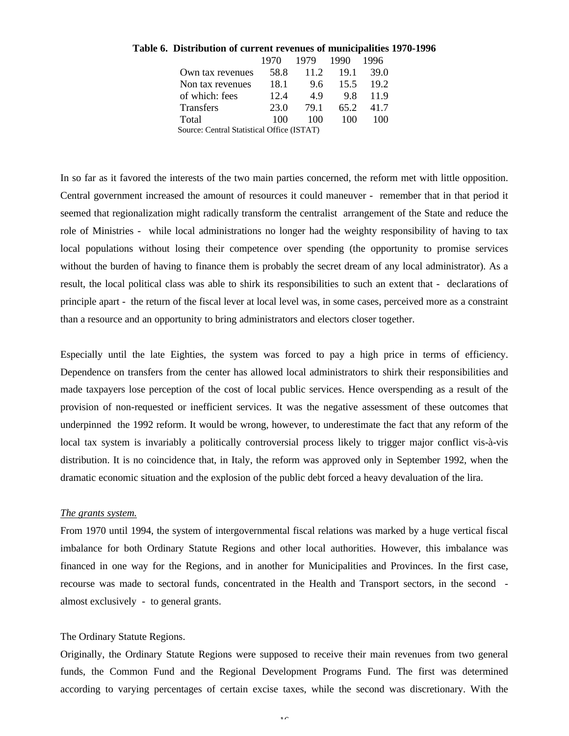**Table 6. Distribution of current revenues of municipalities 1970-1996**

| | 1970 | 1979 | 1990 | 1996 |
|---|---|---|---|---|
| Own tax revenues | 58.8 | 11.2 | 19.1 | 39.0 |
| Non tax revenues | 18.1 | 9.6 | 15.5 | 19.2 |
| of which: fees | 12.4 | 4.9 | 9.8 | 11.9 |
| Transfers | 23.0 | 79.1 | 65.2 | 41.7 |
| Total | 100 | 100 | 100 | 100 |

Source: Central Statistical Office (ISTAT)

In so far as it favored the interests of the two main parties concerned, the reform met with little opposition. Central government increased the amount of resources it could maneuver - remember that in that period it seemed that regionalization might radically transform the centralist arrangement of the State and reduce the role of Ministries - while local administrations no longer had the weighty responsibility of having to tax local populations without losing their competence over spending (the opportunity to promise services without the burden of having to finance them is probably the secret dream of any local administrator). As a result, the local political class was able to shirk its responsibilities to such an extent that - declarations of principle apart - the return of the fiscal lever at local level was, in some cases, perceived more as a constraint than a resource and an opportunity to bring administrators and electors closer together.

Especially until the late Eighties, the system was forced to pay a high price in terms of efficiency. Dependence on transfers from the center has allowed local administrators to shirk their responsibilities and made taxpayers lose perception of the cost of local public services. Hence overspending as a result of the provision of non-requested or inefficient services. It was the negative assessment of these outcomes that underpinned the 1992 reform. It would be wrong, however, to underestimate the fact that any reform of the local tax system is invariably a politically controversial process likely to trigger major conflict vis-à-vis distribution. It is no coincidence that, in Italy, the reform was approved only in September 1992, when the dramatic economic situation and the explosion of the public debt forced a heavy devaluation of the lira.

*The grants system.*

From 1970 until 1994, the system of intergovernmental fiscal relations was marked by a huge vertical fiscal imbalance for both Ordinary Statute Regions and other local authorities. However, this imbalance was financed in one way for the Regions, and in another for Municipalities and Provinces. In the first case, recourse was made to sectoral funds, concentrated in the Health and Transport sectors, in the second - almost exclusively - to general grants.

The Ordinary Statute Regions.

Originally, the Ordinary Statute Regions were supposed to receive their main revenues from two general funds, the Common Fund and the Regional Development Programs Fund. The first was determined according to varying percentages of certain excise taxes, while the second was discretionary. With the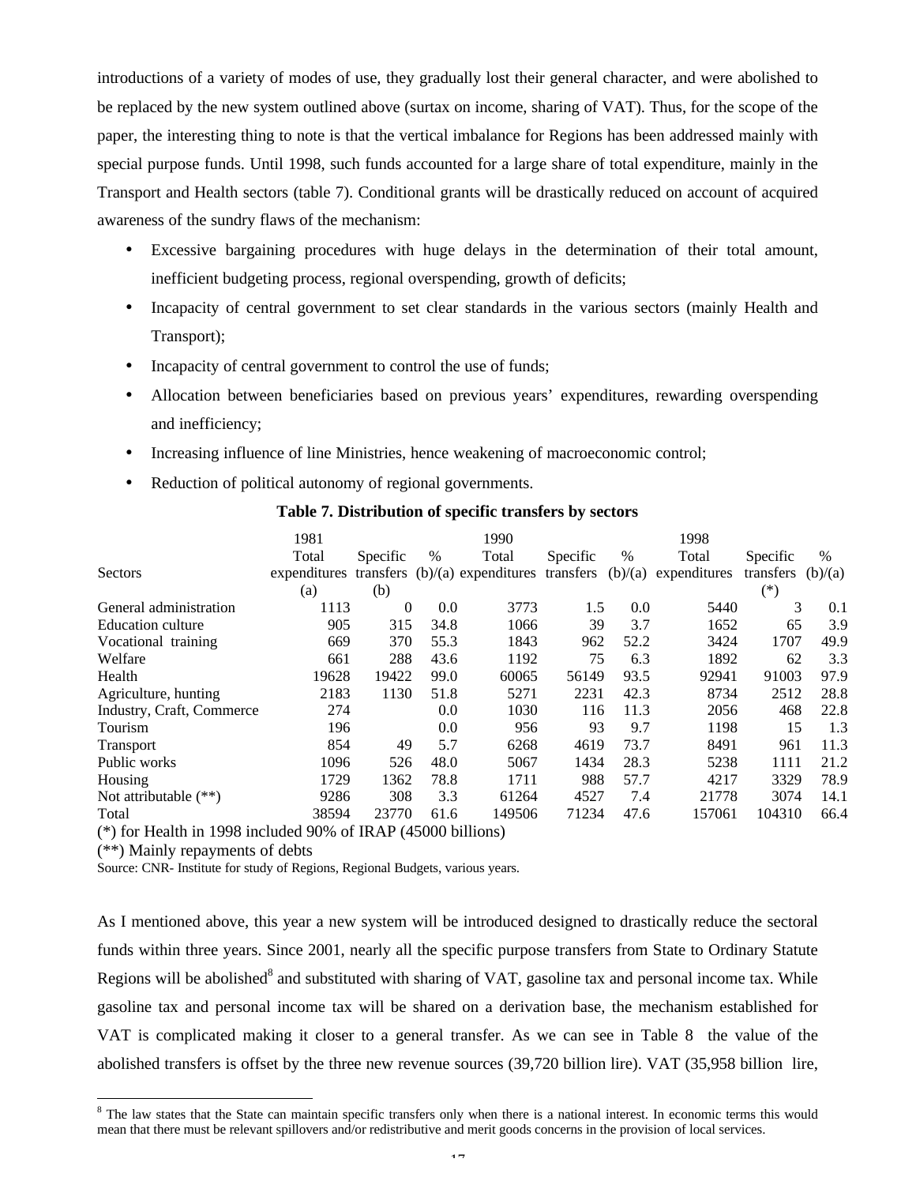introductions of a variety of modes of use, they gradually lost their general character, and were abolished to be replaced by the new system outlined above (surtax on income, sharing of VAT). Thus, for the scope of the paper, the interesting thing to note is that the vertical imbalance for Regions has been addressed mainly with special purpose funds. Until 1998, such funds accounted for a large share of total expenditure, mainly in the Transport and Health sectors (table 7). Conditional grants will be drastically reduced on account of acquired awareness of the sundry flaws of the mechanism:

- Excessive bargaining procedures with huge delays in the determination of their total amount, inefficient budgeting process, regional overspending, growth of deficits;
- Incapacity of central government to set clear standards in the various sectors (mainly Health and Transport);
- Incapacity of central government to control the use of funds;
- Allocation between beneficiaries based on previous years' expenditures, rewarding overspending and inefficiency;
- Increasing influence of line Ministries, hence weakening of macroeconomic control;
- Reduction of political autonomy of regional governments.

**Table 7. Distribution of specific transfers by sectors**

| Sectors | 1981 Total expenditures (a) | Specific transfers (b) | % (b)/(a) | 1990 Total expenditures | Specific transfers | % (b)/(a) | 1998 Total expenditures | Specific transfers (*) | % (b)/(a) |
|---|---|---|---|---|---|---|---|---|---|
| General administration | 1113 | 0 | 0.0 | 3773 | 1.5 | 0.0 | 5440 | 3 | 0.1 |
| Education culture | 905 | 315 | 34.8 | 1066 | 39 | 3.7 | 1652 | 65 | 3.9 |
| Vocational training | 669 | 370 | 55.3 | 1843 | 962 | 52.2 | 3424 | 1707 | 49.9 |
| Welfare | 661 | 288 | 43.6 | 1192 | 75 | 6.3 | 1892 | 62 | 3.3 |
| Health | 19628 | 19422 | 99.0 | 60065 | 56149 | 93.5 | 92941 | 91003 | 97.9 |
| Agriculture, hunting | 2183 | 1130 | 51.8 | 5271 | 2231 | 42.3 | 8734 | 2512 | 28.8 |
| Industry, Craft, Commerce | 274 | | 0.0 | 1030 | 116 | 11.3 | 2056 | 468 | 22.8 |
| Tourism | 196 | | 0.0 | 956 | 93 | 9.7 | 1198 | 15 | 1.3 |
| Transport | 854 | 49 | 5.7 | 6268 | 4619 | 73.7 | 8491 | 961 | 11.3 |
| Public works | 1096 | 526 | 48.0 | 5067 | 1434 | 28.3 | 5238 | 1111 | 21.2 |
| Housing | 1729 | 1362 | 78.8 | 1711 | 988 | 57.7 | 4217 | 3329 | 78.9 |
| Not attributable (**) | 9286 | 308 | 3.3 | 61264 | 4527 | 7.4 | 21778 | 3074 | 14.1 |
| Total | 38594 | 23770 | 61.6 | 149506 | 71234 | 47.6 | 157061 | 104310 | 66.4 |

(*) for Health in 1998 included 90% of IRAP (45000 billions)

(**) Mainly repayments of debts

Source: CNR- Institute for study of Regions, Regional Budgets, various years.

As I mentioned above, this year a new system will be introduced designed to drastically reduce the sectoral funds within three years. Since 2001, nearly all the specific purpose transfers from State to Ordinary Statute Regions will be abolished[8] and substituted with sharing of VAT, gasoline tax and personal income tax. While gasoline tax and personal income tax will be shared on a derivation base, the mechanism established for VAT is complicated making it closer to a general transfer. As we can see in Table 8 the value of the abolished transfers is offset by the three new revenue sources (39,720 billion lire). VAT (35,958 billion lire,

[8] The law states that the State can maintain specific transfers only when there is a national interest. In economic terms this would mean that there must be relevant spillovers and/or redistributive and merit goods concerns in the provision of local services.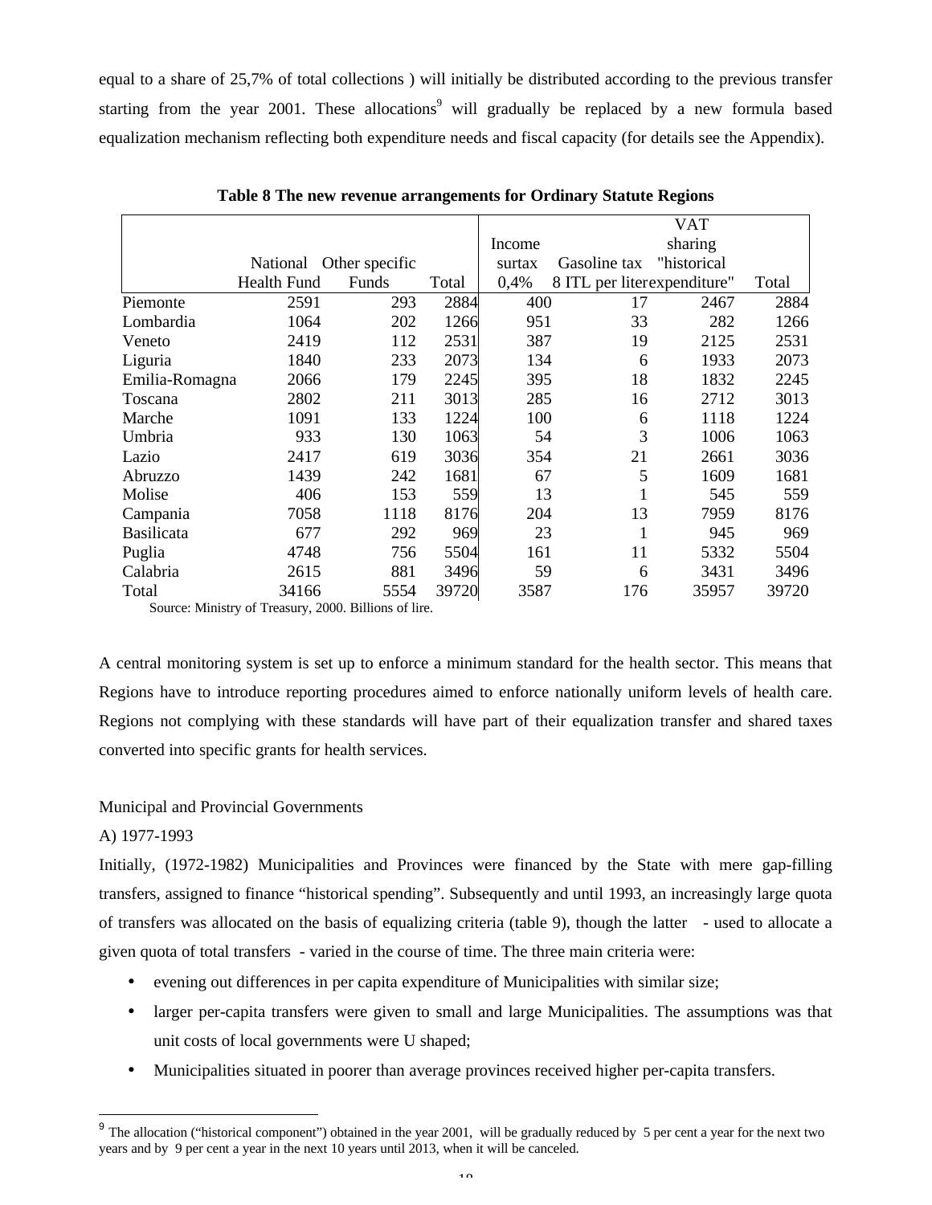equal to a share of 25,7% of total collections ) will initially be distributed according to the previous transfer starting from the year 2001. These allocations[9] will gradually be replaced by a new formula based equalization mechanism reflecting both expenditure needs and fiscal capacity (for details see the Appendix).

**Table 8 The new revenue arrangements for Ordinary Statute Regions**

| | National Health Fund | Other specific Funds | Total | Income surtax 0,4% | Gasoline tax 8 ITL per liter | VAT sharing "historical expenditure" | Total |
|---|---|---|---|---|---|---|---|
| Piemonte | 2591 | 293 | 2884 | 400 | 17 | 2467 | 2884 |
| Lombardia | 1064 | 202 | 1266 | 951 | 33 | 282 | 1266 |
| Veneto | 2419 | 112 | 2531 | 387 | 19 | 2125 | 2531 |
| Liguria | 1840 | 233 | 2073 | 134 | 6 | 1933 | 2073 |
| Emilia-Romagna | 2066 | 179 | 2245 | 395 | 18 | 1832 | 2245 |
| Toscana | 2802 | 211 | 3013 | 285 | 16 | 2712 | 3013 |
| Marche | 1091 | 133 | 1224 | 100 | 6 | 1118 | 1224 |
| Umbria | 933 | 130 | 1063 | 54 | 3 | 1006 | 1063 |
| Lazio | 2417 | 619 | 3036 | 354 | 21 | 2661 | 3036 |
| Abruzzo | 1439 | 242 | 1681 | 67 | 5 | 1609 | 1681 |
| Molise | 406 | 153 | 559 | 13 | 1 | 545 | 559 |
| Campania | 7058 | 1118 | 8176 | 204 | 13 | 7959 | 8176 |
| Basilicata | 677 | 292 | 969 | 23 | 1 | 945 | 969 |
| Puglia | 4748 | 756 | 5504 | 161 | 11 | 5332 | 5504 |
| Calabria | 2615 | 881 | 3496 | 59 | 6 | 3431 | 3496 |
| Total | 34166 | 5554 | 39720 | 3587 | 176 | 35957 | 39720 |

Source: Ministry of Treasury, 2000. Billions of lire.

A central monitoring system is set up to enforce a minimum standard for the health sector. This means that Regions have to introduce reporting procedures aimed to enforce nationally uniform levels of health care. Regions not complying with these standards will have part of their equalization transfer and shared taxes converted into specific grants for health services.

Municipal and Provincial Governments

A) 1977-1993

Initially, (1972-1982) Municipalities and Provinces were financed by the State with mere gap-filling transfers, assigned to finance "historical spending". Subsequently and until 1993, an increasingly large quota of transfers was allocated on the basis of equalizing criteria (table 9), though the latter - used to allocate a given quota of total transfers - varied in the course of time. The three main criteria were:

- evening out differences in per capita expenditure of Municipalities with similar size;
- larger per-capita transfers were given to small and large Municipalities. The assumptions was that unit costs of local governments were U shaped;
- Municipalities situated in poorer than average provinces received higher per-capita transfers.

[9] The allocation ("historical component") obtained in the year 2001, will be gradually reduced by 5 per cent a year for the next two years and by 9 per cent a year in the next 10 years until 2013, when it will be canceled.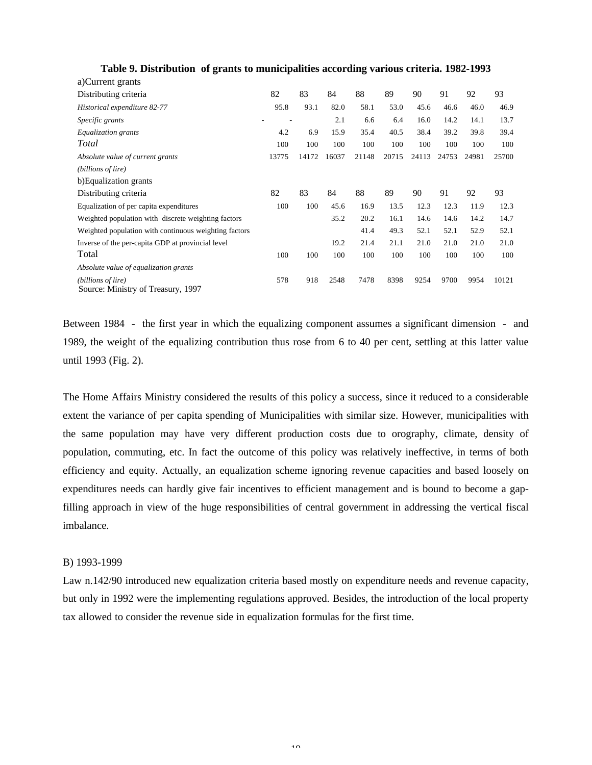**Table 9. Distribution of grants to municipalities according various criteria. 1982-1993**

a)Current grants

| Distributing criteria | 82 | 83 | 84 | 88 | 89 | 90 | 91 | 92 | 93 |
|---|---|---|---|---|---|---|---|---|---|
| *Historical expenditure 82-77* | 95.8 | 93.1 | 82.0 | 58.1 | 53.0 | 45.6 | 46.6 | 46.0 | 46.9 |
| *Specific grants* | - | - | 2.1 | 6.6 | 6.4 | 16.0 | 14.2 | 14.1 | 13.7 |
| *Equalization grants* | 4.2 | 6.9 | 15.9 | 35.4 | 40.5 | 38.4 | 39.2 | 39.8 | 39.4 |
| *Total* | 100 | 100 | 100 | 100 | 100 | 100 | 100 | 100 | 100 |
| *Absolute value of current grants (billions of lire)* | 13775 | 14172 | 16037 | 21148 | 20715 | 24113 | 24753 | 24981 | 25700 |

b)Equalization grants

| Distributing criteria | 82 | 83 | 84 | 88 | 89 | 90 | 91 | 92 | 93 |
|---|---|---|---|---|---|---|---|---|---|
| Equalization of per capita expenditures | 100 | 100 | 45.6 | 16.9 | 13.5 | 12.3 | 12.3 | 11.9 | 12.3 |
| Weighted population with discrete weighting factors | | | 35.2 | 20.2 | 16.1 | 14.6 | 14.6 | 14.2 | 14.7 |
| Weighted population with continuous weighting factors | | | | 41.4 | 49.3 | 52.1 | 52.1 | 52.9 | 52.1 |
| Inverse of the per-capita GDP at provincial level | | | 19.2 | 21.4 | 21.1 | 21.0 | 21.0 | 21.0 | 21.0 |
| Total | 100 | 100 | 100 | 100 | 100 | 100 | 100 | 100 | 100 |
| *Absolute value of equalization grants (billions of lire)* | 578 | 918 | 2548 | 7478 | 8398 | 9254 | 9700 | 9954 | 10121 |

Source: Ministry of Treasury, 1997

Between 1984 - the first year in which the equalizing component assumes a significant dimension - and 1989, the weight of the equalizing contribution thus rose from 6 to 40 per cent, settling at this latter value until 1993 (Fig. 2).

The Home Affairs Ministry considered the results of this policy a success, since it reduced to a considerable extent the variance of per capita spending of Municipalities with similar size. However, municipalities with the same population may have very different production costs due to orography, climate, density of population, commuting, etc. In fact the outcome of this policy was relatively ineffective, in terms of both efficiency and equity. Actually, an equalization scheme ignoring revenue capacities and based loosely on expenditures needs can hardly give fair incentives to efficient management and is bound to become a gap-filling approach in view of the huge responsibilities of central government in addressing the vertical fiscal imbalance.

B) 1993-1999

Law n.142/90 introduced new equalization criteria based mostly on expenditure needs and revenue capacity, but only in 1992 were the implementing regulations approved. Besides, the introduction of the local property tax allowed to consider the revenue side in equalization formulas for the first time.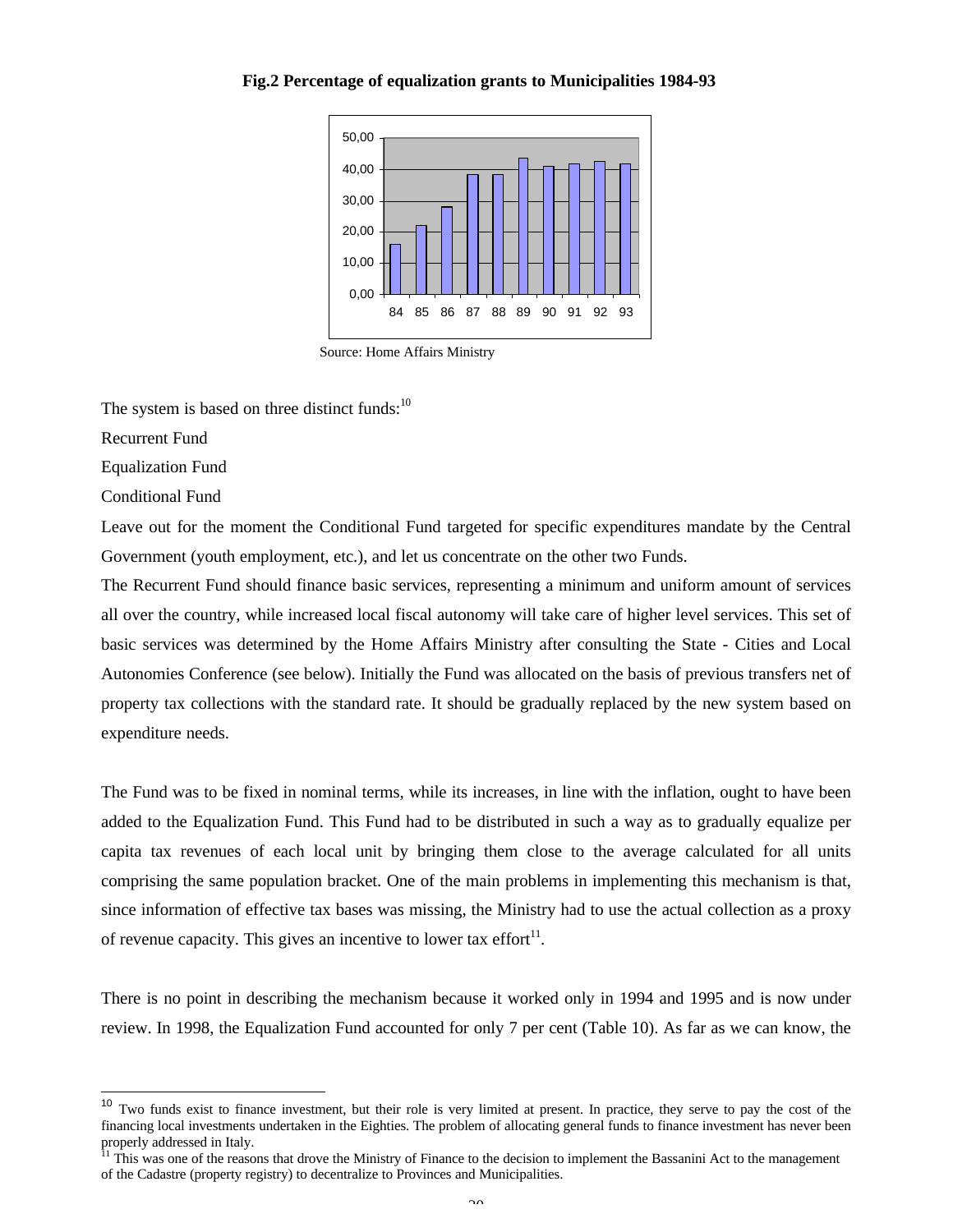**Fig.2 Percentage of equalization grants to Municipalities 1984-93**

Source: Home Affairs Ministry

The system is based on three distinct funds:[10]

Recurrent Fund

Equalization Fund

Conditional Fund

Leave out for the moment the Conditional Fund targeted for specific expenditures mandate by the Central Government (youth employment, etc.), and let us concentrate on the other two Funds.

The Recurrent Fund should finance basic services, representing a minimum and uniform amount of services all over the country, while increased local fiscal autonomy will take care of higher level services. This set of basic services was determined by the Home Affairs Ministry after consulting the State - Cities and Local Autonomies Conference (see below). Initially the Fund was allocated on the basis of previous transfers net of property tax collections with the standard rate. It should be gradually replaced by the new system based on expenditure needs.

The Fund was to be fixed in nominal terms, while its increases, in line with the inflation, ought to have been added to the Equalization Fund. This Fund had to be distributed in such a way as to gradually equalize per capita tax revenues of each local unit by bringing them close to the average calculated for all units comprising the same population bracket. One of the main problems in implementing this mechanism is that, since information of effective tax bases was missing, the Ministry had to use the actual collection as a proxy of revenue capacity. This gives an incentive to lower tax effort[11].

There is no point in describing the mechanism because it worked only in 1994 and 1995 and is now under review. In 1998, the Equalization Fund accounted for only 7 per cent (Table 10). As far as we can know, the

---

[10] Two funds exist to finance investment, but their role is very limited at present. In practice, they serve to pay the cost of the financing local investments undertaken in the Eighties. The problem of allocating general funds to finance investment has never been properly addressed in Italy.

[11] This was one of the reasons that drove the Ministry of Finance to the decision to implement the Bassanini Act to the management of the Cadastre (property registry) to decentralize to Provinces and Municipalities.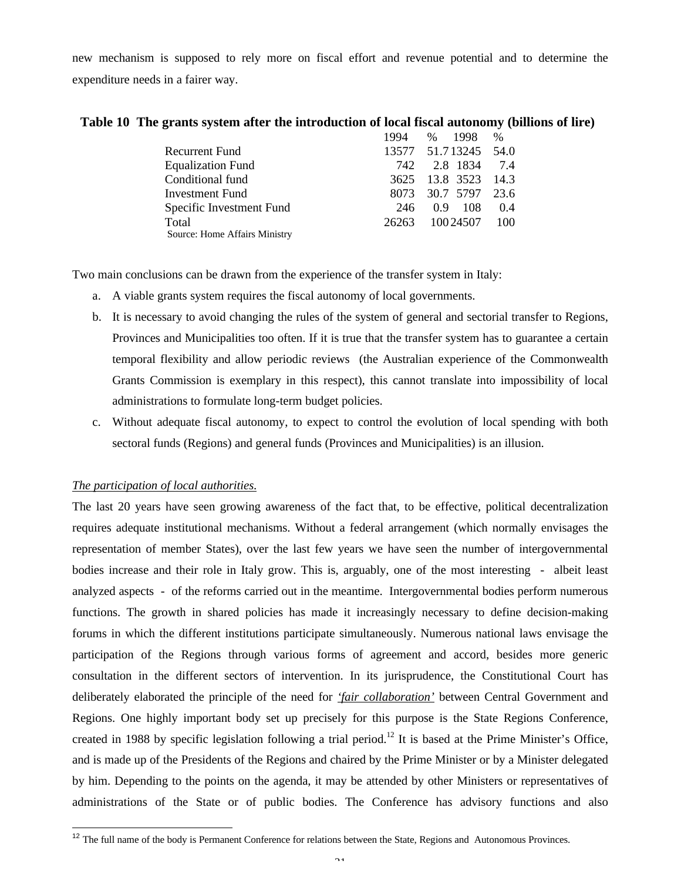new mechanism is supposed to rely more on fiscal effort and revenue potential and to determine the expenditure needs in a fairer way.

**Table 10 The grants system after the introduction of local fiscal autonomy (billions of lire)**

| | 1994 | % | 1998 | % |
|---|---|---|---|---|
| Recurrent Fund | 13577 | 51.7 | 13245 | 54.0 |
| Equalization Fund | 742 | 2.8 | 1834 | 7.4 |
| Conditional fund | 3625 | 13.8 | 3523 | 14.3 |
| Investment Fund | 8073 | 30.7 | 5797 | 23.6 |
| Specific Investment Fund | 246 | 0.9 | 108 | 0.4 |
| Total | 26263 | 100 | 24507 | 100 |

Source: Home Affairs Ministry

Two main conclusions can be drawn from the experience of the transfer system in Italy:

a. A viable grants system requires the fiscal autonomy of local governments.
b. It is necessary to avoid changing the rules of the system of general and sectorial transfer to Regions, Provinces and Municipalities too often. If it is true that the transfer system has to guarantee a certain temporal flexibility and allow periodic reviews (the Australian experience of the Commonwealth Grants Commission is exemplary in this respect), this cannot translate into impossibility of local administrations to formulate long-term budget policies.
c. Without adequate fiscal autonomy, to expect to control the evolution of local spending with both sectoral funds (Regions) and general funds (Provinces and Municipalities) is an illusion.

*The participation of local authorities.*

The last 20 years have seen growing awareness of the fact that, to be effective, political decentralization requires adequate institutional mechanisms. Without a federal arrangement (which normally envisages the representation of member States), over the last few years we have seen the number of intergovernmental bodies increase and their role in Italy grow. This is, arguably, one of the most interesting - albeit least analyzed aspects - of the reforms carried out in the meantime. Intergovernmental bodies perform numerous functions. The growth in shared policies has made it increasingly necessary to define decision-making forums in which the different institutions participate simultaneously. Numerous national laws envisage the participation of the Regions through various forms of agreement and accord, besides more generic consultation in the different sectors of intervention. In its jurisprudence, the Constitutional Court has deliberately elaborated the principle of the need for *'fair collaboration'* between Central Government and Regions. One highly important body set up precisely for this purpose is the State Regions Conference, created in 1988 by specific legislation following a trial period.[12] It is based at the Prime Minister's Office, and is made up of the Presidents of the Regions and chaired by the Prime Minister or by a Minister delegated by him. Depending to the points on the agenda, it may be attended by other Ministers or representatives of administrations of the State or of public bodies. The Conference has advisory functions and also

[12] The full name of the body is Permanent Conference for relations between the State, Regions and Autonomous Provinces.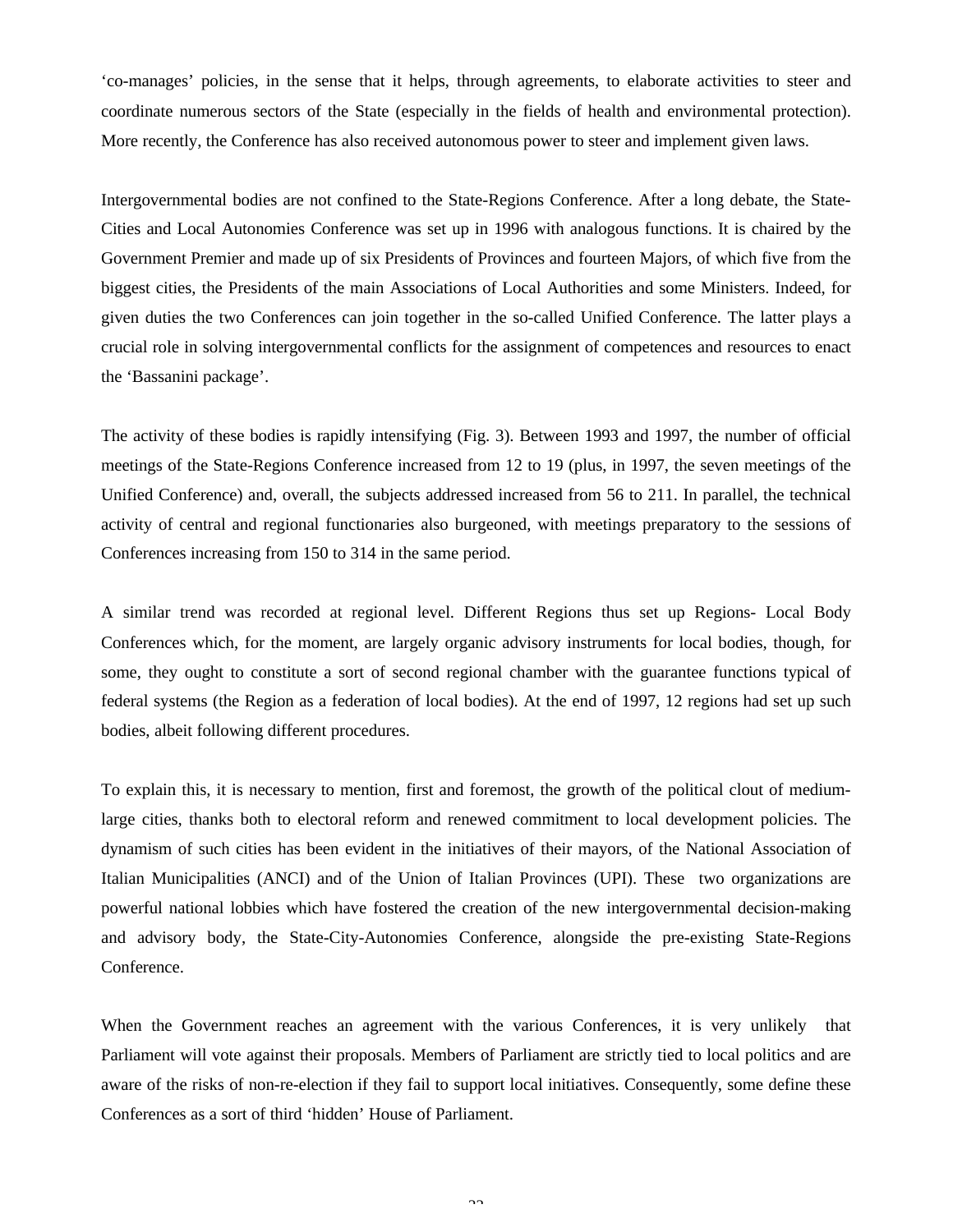‘co-manages’ policies, in the sense that it helps, through agreements, to elaborate activities to steer and coordinate numerous sectors of the State (especially in the fields of health and environmental protection). More recently, the Conference has also received autonomous power to steer and implement given laws.

Intergovernmental bodies are not confined to the State-Regions Conference. After a long debate, the State-Cities and Local Autonomies Conference was set up in 1996 with analogous functions. It is chaired by the Government Premier and made up of six Presidents of Provinces and fourteen Majors, of which five from the biggest cities, the Presidents of the main Associations of Local Authorities and some Ministers. Indeed, for given duties the two Conferences can join together in the so-called Unified Conference. The latter plays a crucial role in solving intergovernmental conflicts for the assignment of competences and resources to enact the ‘Bassanini package’.

The activity of these bodies is rapidly intensifying (Fig. 3). Between 1993 and 1997, the number of official meetings of the State-Regions Conference increased from 12 to 19 (plus, in 1997, the seven meetings of the Unified Conference) and, overall, the subjects addressed increased from 56 to 211. In parallel, the technical activity of central and regional functionaries also burgeoned, with meetings preparatory to the sessions of Conferences increasing from 150 to 314 in the same period.

A similar trend was recorded at regional level. Different Regions thus set up Regions- Local Body Conferences which, for the moment, are largely organic advisory instruments for local bodies, though, for some, they ought to constitute a sort of second regional chamber with the guarantee functions typical of federal systems (the Region as a federation of local bodies). At the end of 1997, 12 regions had set up such bodies, albeit following different procedures.

To explain this, it is necessary to mention, first and foremost, the growth of the political clout of medium-large cities, thanks both to electoral reform and renewed commitment to local development policies. The dynamism of such cities has been evident in the initiatives of their mayors, of the National Association of Italian Municipalities (ANCI) and of the Union of Italian Provinces (UPI). These two organizations are powerful national lobbies which have fostered the creation of the new intergovernmental decision-making and advisory body, the State-City-Autonomies Conference, alongside the pre-existing State-Regions Conference.

When the Government reaches an agreement with the various Conferences, it is very unlikely that Parliament will vote against their proposals. Members of Parliament are strictly tied to local politics and are aware of the risks of non-re-election if they fail to support local initiatives. Consequently, some define these Conferences as a sort of third ‘hidden’ House of Parliament.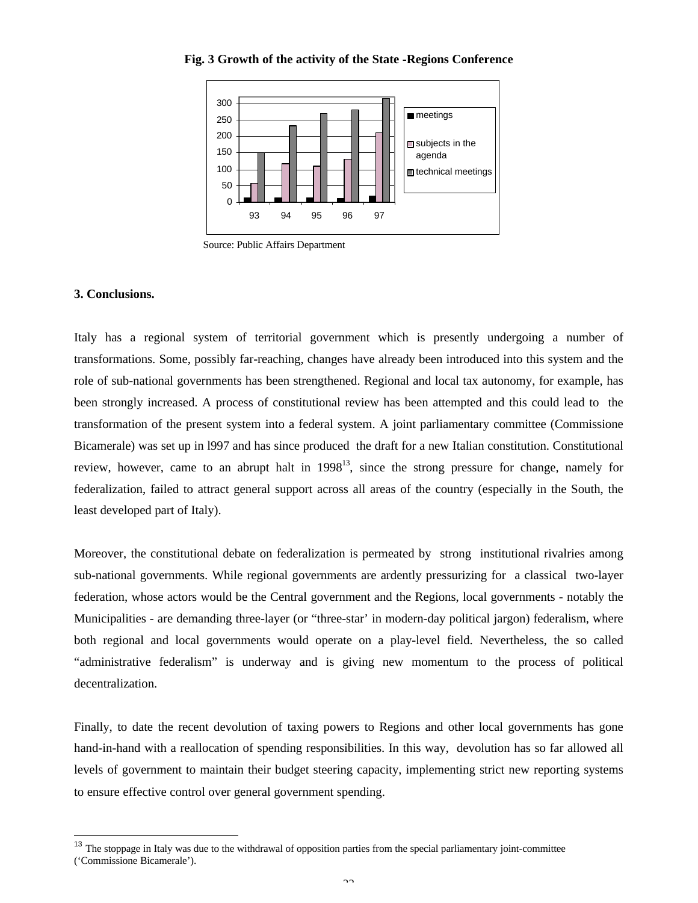**Fig. 3 Growth of the activity of the State -Regions Conference**

Source: Public Affairs Department

### 3. Conclusions.

Italy has a regional system of territorial government which is presently undergoing a number of transformations. Some, possibly far-reaching, changes have already been introduced into this system and the role of sub-national governments has been strengthened. Regional and local tax autonomy, for example, has been strongly increased. A process of constitutional review has been attempted and this could lead to the transformation of the present system into a federal system. A joint parliamentary committee (Commissione Bicamerale) was set up in l997 and has since produced the draft for a new Italian constitution. Constitutional review, however, came to an abrupt halt in 1998[13], since the strong pressure for change, namely for federalization, failed to attract general support across all areas of the country (especially in the South, the least developed part of Italy).

Moreover, the constitutional debate on federalization is permeated by strong institutional rivalries among sub-national governments. While regional governments are ardently pressurizing for a classical two-layer federation, whose actors would be the Central government and the Regions, local governments - notably the Municipalities - are demanding three-layer (or "three-star' in modern-day political jargon) federalism, where both regional and local governments would operate on a play-level field. Nevertheless, the so called "administrative federalism" is underway and is giving new momentum to the process of political decentralization.

Finally, to date the recent devolution of taxing powers to Regions and other local governments has gone hand-in-hand with a reallocation of spending responsibilities. In this way, devolution has so far allowed all levels of government to maintain their budget steering capacity, implementing strict new reporting systems to ensure effective control over general government spending.

---

[13] The stoppage in Italy was due to the withdrawal of opposition parties from the special parliamentary joint-committee ('Commissione Bicamerale').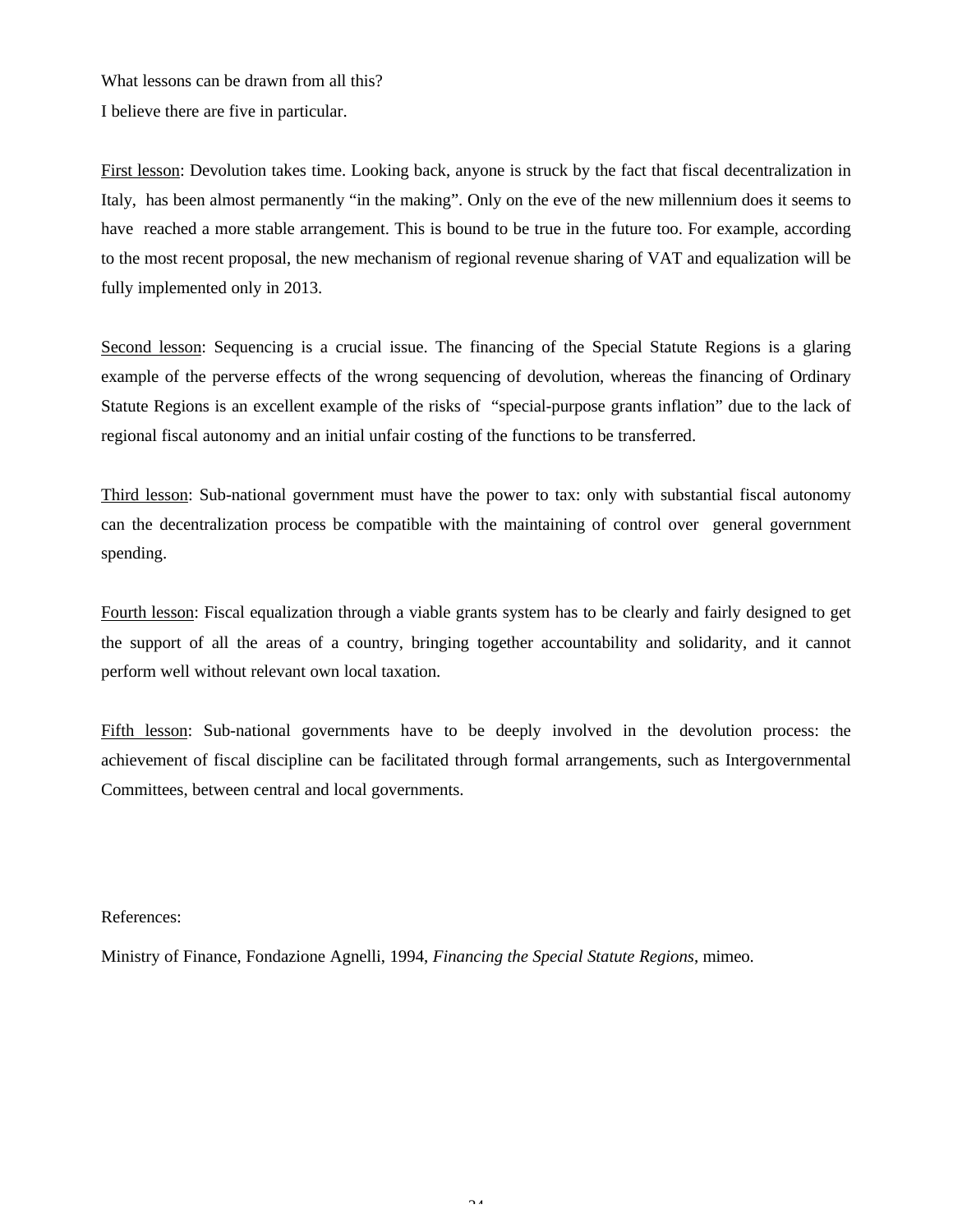What lessons can be drawn from all this?
I believe there are five in particular.

First lesson: Devolution takes time. Looking back, anyone is struck by the fact that fiscal decentralization in Italy, has been almost permanently “in the making”. Only on the eve of the new millennium does it seems to have reached a more stable arrangement. This is bound to be true in the future too. For example, according to the most recent proposal, the new mechanism of regional revenue sharing of VAT and equalization will be fully implemented only in 2013.

Second lesson: Sequencing is a crucial issue. The financing of the Special Statute Regions is a glaring example of the perverse effects of the wrong sequencing of devolution, whereas the financing of Ordinary Statute Regions is an excellent example of the risks of “special-purpose grants inflation” due to the lack of regional fiscal autonomy and an initial unfair costing of the functions to be transferred.

Third lesson: Sub-national government must have the power to tax: only with substantial fiscal autonomy can the decentralization process be compatible with the maintaining of control over general government spending.

Fourth lesson: Fiscal equalization through a viable grants system has to be clearly and fairly designed to get the support of all the areas of a country, bringing together accountability and solidarity, and it cannot perform well without relevant own local taxation.

Fifth lesson: Sub-national governments have to be deeply involved in the devolution process: the achievement of fiscal discipline can be facilitated through formal arrangements, such as Intergovernmental Committees, between central and local governments.

References:

Ministry of Finance, Fondazione Agnelli, 1994, *Financing the Special Statute Regions*, mimeo.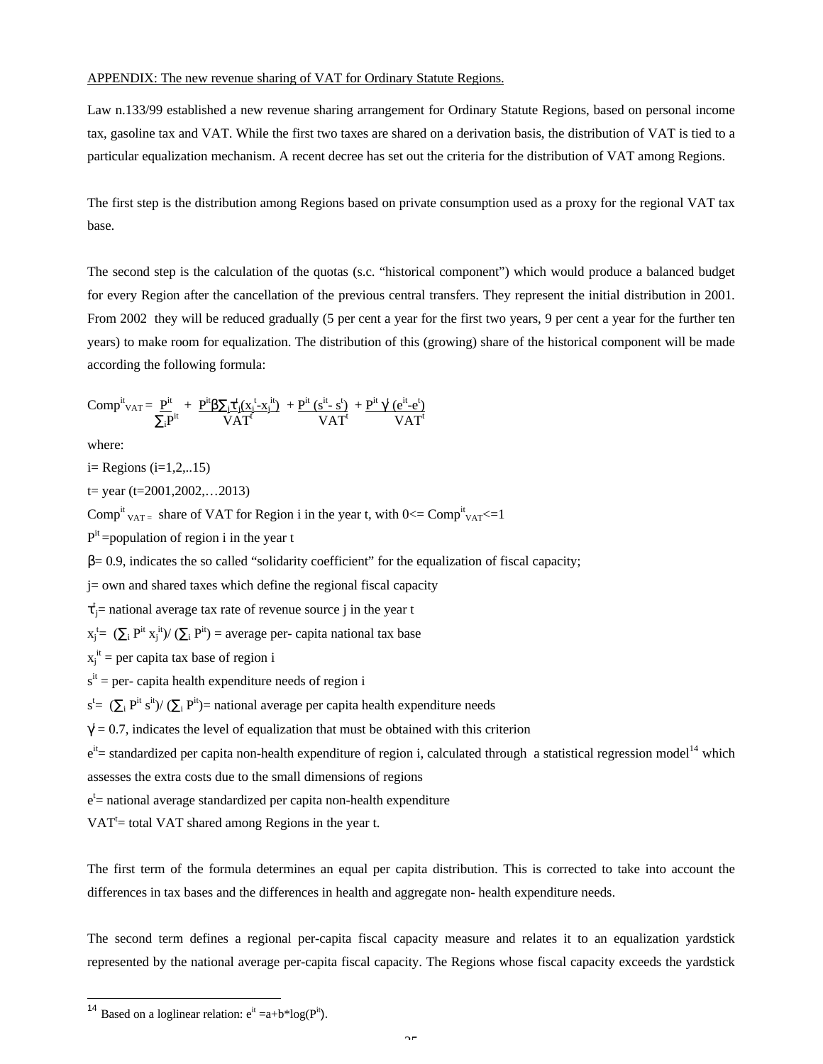APPENDIX: The new revenue sharing of VAT for Ordinary Statute Regions.

Law n.133/99 established a new revenue sharing arrangement for Ordinary Statute Regions, based on personal income tax, gasoline tax and VAT. While the first two taxes are shared on a derivation basis, the distribution of VAT is tied to a particular equalization mechanism. A recent decree has set out the criteria for the distribution of VAT among Regions.

The first step is the distribution among Regions based on private consumption used as a proxy for the regional VAT tax base.

The second step is the calculation of the quotas (s.c. "historical component") which would produce a balanced budget for every Region after the cancellation of the previous central transfers. They represent the initial distribution in 2001. From 2002 they will be reduced gradually (5 per cent a year for the first two years, 9 per cent a year for the further ten years) to make room for equalization. The distribution of this (growing) share of the historical component will be made according the following formula:

$$Comp^{it}_{VAT} = \frac{P^{it}}{\sum_i P^{it}} + \frac{P^{it}\beta\sum_j \tau^t_j (x_j^t - x_j^{it})}{VAT^t} + \frac{P^{it}(s^{it} - s^t)}{VAT^t} + \frac{P^{it}\gamma (e^{it} - e^t)}{VAT^t}$$

where:

i= Regions (i=1,2,..15)

t= year (t=2001,2002,…2013)

$Comp^{it}_{VAT}$ = share of VAT for Region i in the year t, with $0 \le Comp^{it}_{VAT} \le 1$

$P^{it}$ =population of region i in the year t

$\beta$= 0.9, indicates the so called "solidarity coefficient" for the equalization of fiscal capacity;

j= own and shared taxes which define the regional fiscal capacity

$\tau^t_j$= national average tax rate of revenue source j in the year t

$x_j^t = (\sum_i P^{it} x_j^{it}) / (\sum_i P^{it})$ = average per- capita national tax base

$x_j^{it}$ = per capita tax base of region i

$s^{it}$ = per- capita health expenditure needs of region i

$s^t = (\sum_i P^{it} s^{it}) / (\sum_i P^{it})$= national average per capita health expenditure needs

$\gamma$ = 0.7, indicates the level of equalization that must be obtained with this criterion

$e^{it}$= standardized per capita non-health expenditure of region i, calculated through a statistical regression model[14] which assesses the extra costs due to the small dimensions of regions

$e^t$= national average standardized per capita non-health expenditure

$VAT^t$= total VAT shared among Regions in the year t.

The first term of the formula determines an equal per capita distribution. This is corrected to take into account the differences in tax bases and the differences in health and aggregate non- health expenditure needs.

The second term defines a regional per-capita fiscal capacity measure and relates it to an equalization yardstick represented by the national average per-capita fiscal capacity. The Regions whose fiscal capacity exceeds the yardstick

---

[14] Based on a loglinear relation: $e^{it} = a + b \cdot \log(P^{it})$.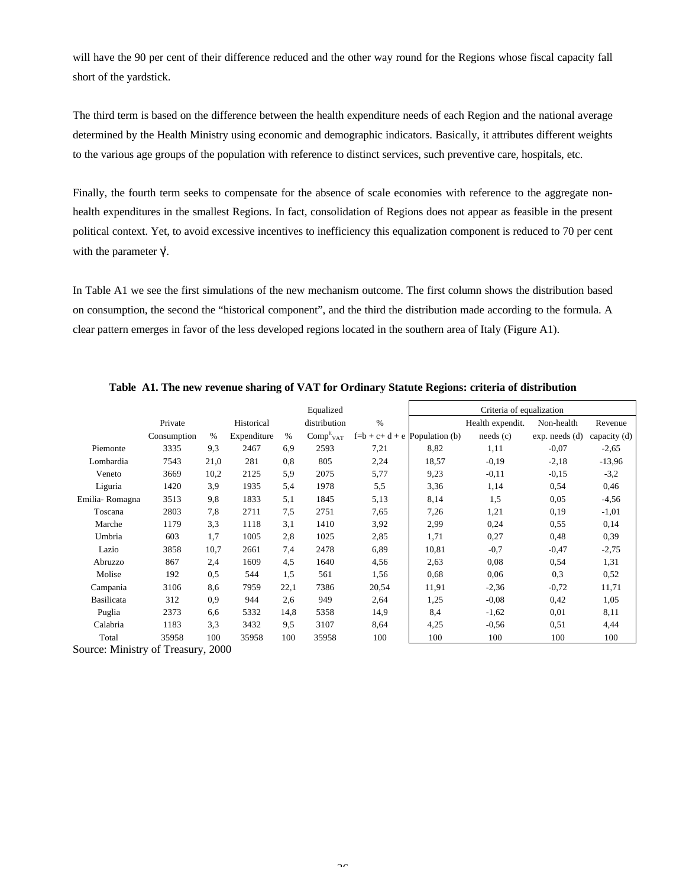will have the 90 per cent of their difference reduced and the other way round for the Regions whose fiscal capacity fall short of the yardstick.

The third term is based on the difference between the health expenditure needs of each Region and the national average determined by the Health Ministry using economic and demographic indicators. Basically, it attributes different weights to the various age groups of the population with reference to distinct services, such preventive care, hospitals, etc.

Finally, the fourth term seeks to compensate for the absence of scale economies with reference to the aggregate non-health expenditures in the smallest Regions. In fact, consolidation of Regions does not appear as feasible in the present political context. Yet, to avoid excessive incentives to inefficiency this equalization component is reduced to 70 per cent with the parameter $\gamma$.

In Table A1 we see the first simulations of the new mechanism outcome. The first column shows the distribution based on consumption, the second the "historical component", and the third the distribution made according to the formula. A clear pattern emerges in favor of the less developed regions located in the southern area of Italy (Figure A1).

**Table A1. The new revenue sharing of VAT for Ordinary Statute Regions: criteria of distribution**

| | Private Consumption | % | Historical Expenditure | % | Equalized distribution $Comp^{it}_{VAT}$ | % f=b + c+ d + e | Criteria of equalization: Population (b) | Health expendit. needs (c) | Non-health exp. needs (d) | Revenue capacity (d) |
|---|---|---|---|---|---|---|---|---|---|---|
| Piemonte | 3335 | 9,3 | 2467 | 6,9 | 2593 | 7,21 | 8,82 | 1,11 | -0,07 | -2,65 |
| Lombardia | 7543 | 21,0 | 281 | 0,8 | 805 | 2,24 | 18,57 | -0,19 | -2,18 | -13,96 |
| Veneto | 3669 | 10,2 | 2125 | 5,9 | 2075 | 5,77 | 9,23 | -0,11 | -0,15 | -3,2 |
| Liguria | 1420 | 3,9 | 1935 | 5,4 | 1978 | 5,5 | 3,36 | 1,14 | 0,54 | 0,46 |
| Emilia- Romagna | 3513 | 9,8 | 1833 | 5,1 | 1845 | 5,13 | 8,14 | 1,5 | 0,05 | -4,56 |
| Toscana | 2803 | 7,8 | 2711 | 7,5 | 2751 | 7,65 | 7,26 | 1,21 | 0,19 | -1,01 |
| Marche | 1179 | 3,3 | 1118 | 3,1 | 1410 | 3,92 | 2,99 | 0,24 | 0,55 | 0,14 |
| Umbria | 603 | 1,7 | 1005 | 2,8 | 1025 | 2,85 | 1,71 | 0,27 | 0,48 | 0,39 |
| Lazio | 3858 | 10,7 | 2661 | 7,4 | 2478 | 6,89 | 10,81 | -0,7 | -0,47 | -2,75 |
| Abruzzo | 867 | 2,4 | 1609 | 4,5 | 1640 | 4,56 | 2,63 | 0,08 | 0,54 | 1,31 |
| Molise | 192 | 0,5 | 544 | 1,5 | 561 | 1,56 | 0,68 | 0,06 | 0,3 | 0,52 |
| Campania | 3106 | 8,6 | 7959 | 22,1 | 7386 | 20,54 | 11,91 | -2,36 | -0,72 | 11,71 |
| Basilicata | 312 | 0,9 | 944 | 2,6 | 949 | 2,64 | 1,25 | -0,08 | 0,42 | 1,05 |
| Puglia | 2373 | 6,6 | 5332 | 14,8 | 5358 | 14,9 | 8,4 | -1,62 | 0,01 | 8,11 |
| Calabria | 1183 | 3,3 | 3432 | 9,5 | 3107 | 8,64 | 4,25 | -0,56 | 0,51 | 4,44 |
| Total | 35958 | 100 | 35958 | 100 | 35958 | 100 | 100 | 100 | 100 | 100 |

Source: Ministry of Treasury, 2000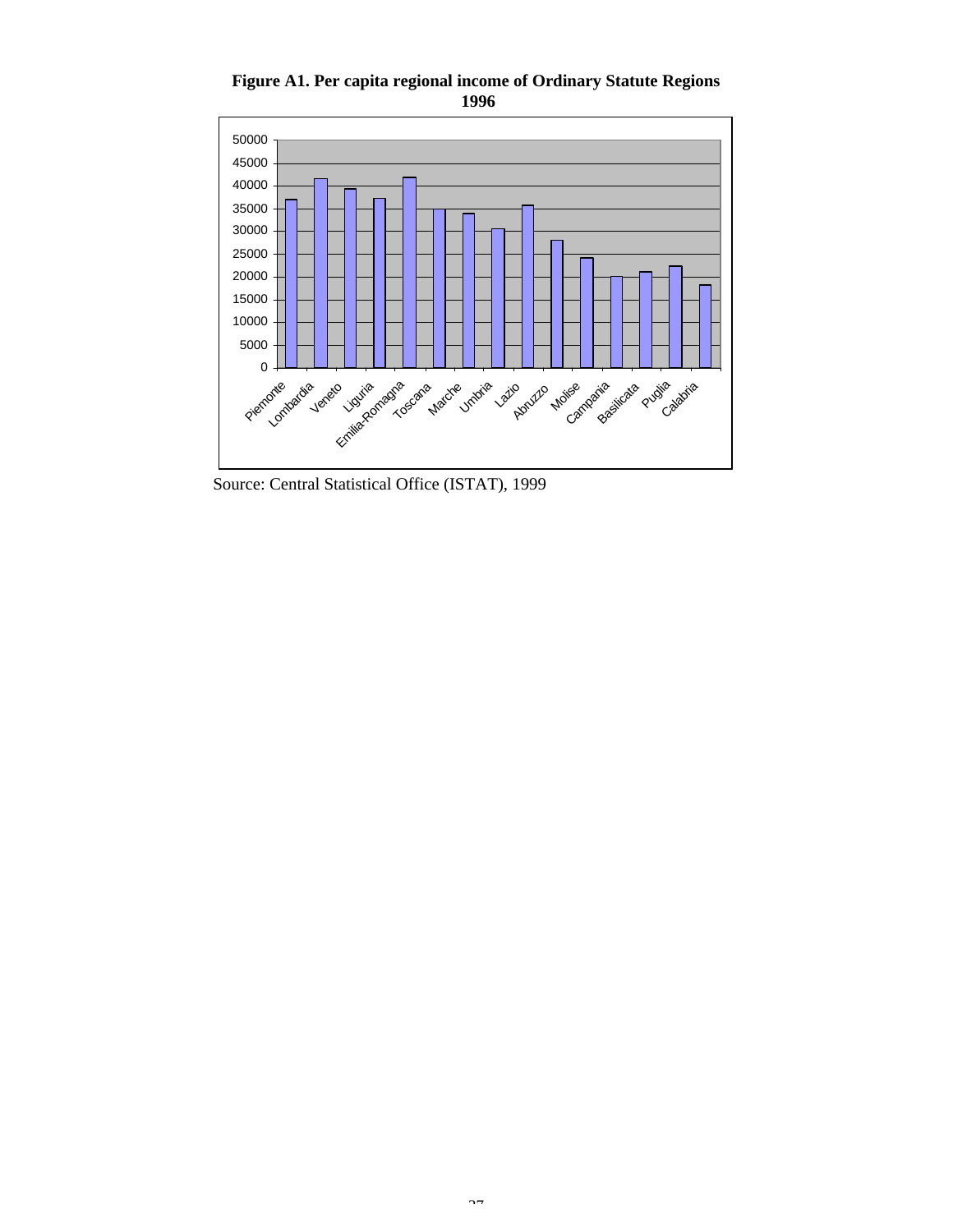**Figure A1. Per capita regional income of Ordinary Statute Regions 1996**

50000
45000
40000
35000
30000
25000
20000
15000
10000
5000
0

Piemonte
Lombardia
Veneto
Liguria
Emilia-Romagna
Toscana
Marche
Umbria
Lazio
Abruzzo
Molise
Campania
Basilicata
Puglia
Calabria

Source: Central Statistical Office (ISTAT), 1999